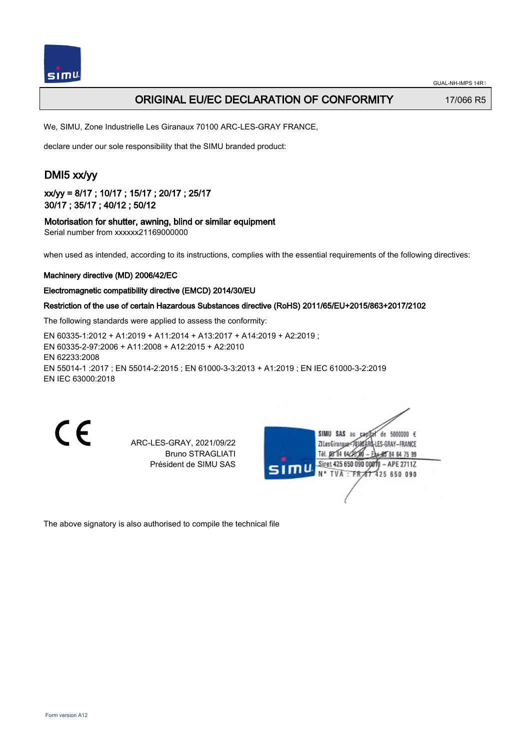# ORIGINAL EU/EC DECLARATION OF CONFORMITY

17/066 R5

We, SIMU, Zone Industrielle Les Giranaux 70100 ARC-LES-GRAY FRANCE,

declare under our sole responsibility that the SIMU branded product:

## DMI5 xx/yy

**xx/yy = 8/17 ; 10/17 ; 15/17 ; 20/17 ; 25/17**
**30/17 ; 35/17 ; 40/12 ; 50/12**

**Motorisation for shutter, awning, blind or similar equipment**
Serial number from xxxxxx21169000000

when used as intended, according to its instructions, complies with the essential requirements of the following directives:

**Machinery directive (MD) 2006/42/EC**

**Electromagnetic compatibility directive (EMCD) 2014/30/EU**

**Restriction of the use of certain Hazardous Substances directive (RoHS) 2011/65/EU+2015/863+2017/2102**

The following standards were applied to assess the conformity:

EN 60335-1:2012 + A1:2019 + A11:2014 + A13:2017 + A14:2019 + A2:2019 ;
EN 60335-2-97:2006 + A11:2008 + A12:2015 + A2:2010
EN 62233:2008
EN 55014-1 :2017 ; EN 55014-2:2015 ; EN 61000-3-3:2013 + A1:2019 ; EN IEC 61000-3-2:2019
EN IEC 63000:2018

ARC-LES-GRAY, 2021/09/22
Bruno STRAGLIATI
Président de SIMU SAS

SIMU SAS au capital de 5000000 €
ZI Les Giranaux 70100 ARC-LES-GRAY-FRANCE
Tél. 03 84 64 75 00 – Fax 03 84 64 75 99
Siret 425 650 090 00011 – APE 2711Z
N° TVA : FR 87 425 650 090

The above signatory is also authorised to compile the technical file

Form version A12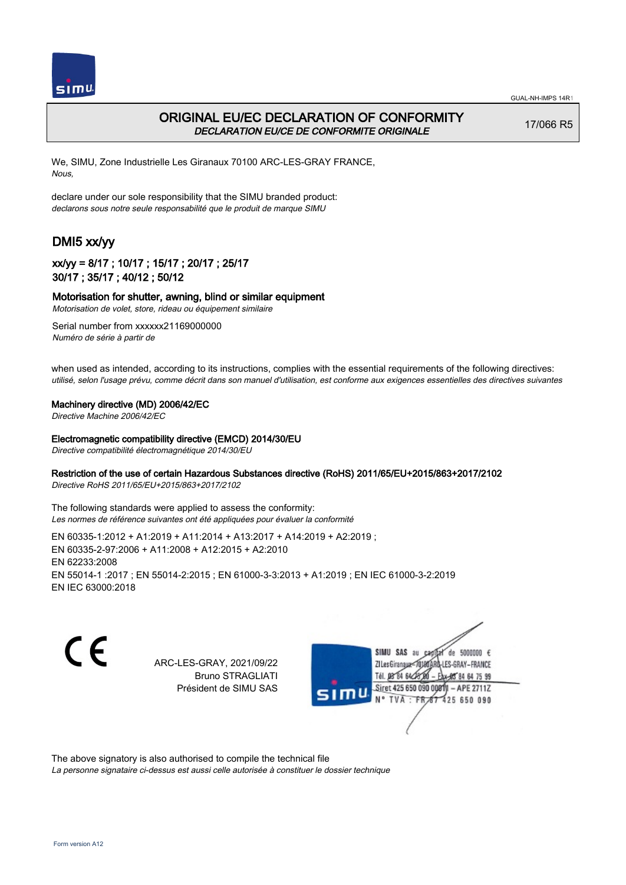GUAL-NH-IMPS 14R1

# ORIGINAL EU/EC DECLARATION OF CONFORMITY

*DECLARATION EU/CE DE CONFORMITE ORIGINALE*

17/066 R5

We, SIMU, Zone Industrielle Les Giranaux 70100 ARC-LES-GRAY FRANCE,
*Nous,*

declare under our sole responsibility that the SIMU branded product:
*declarons sous notre seule responsabilité que le produit de marque SIMU*

## DMI5 xx/yy

### xx/yy = 8/17 ; 10/17 ; 15/17 ; 20/17 ; 25/17 30/17 ; 35/17 ; 40/12 ; 50/12

**Motorisation for shutter, awning, blind or similar equipment**
*Motorisation de volet, store, rideau ou équipement similaire*

Serial number from xxxxxx21169000000
*Numéro de série à partir de*

when used as intended, according to its instructions, complies with the essential requirements of the following directives:
*utilisé, selon l'usage prévu, comme décrit dans son manuel d'utilisation, est conforme aux exigences essentielles des directives suivantes*

**Machinery directive (MD) 2006/42/EC**
*Directive Machine 2006/42/EC*

**Electromagnetic compatibility directive (EMCD) 2014/30/EU**
*Directive compatibilité électromagnétique 2014/30/EU*

**Restriction of the use of certain Hazardous Substances directive (RoHS) 2011/65/EU+2015/863+2017/2102**
*Directive RoHS 2011/65/EU+2015/863+2017/2102*

The following standards were applied to assess the conformity:
*Les normes de référence suivantes ont été appliquées pour évaluer la conformité*

EN 60335-1:2012 + A1:2019 + A11:2014 + A13:2017 + A14:2019 + A2:2019 ;
EN 60335-2-97:2006 + A11:2008 + A12:2015 + A2:2010
EN 62233:2008
EN 55014-1 :2017 ; EN 55014-2:2015 ; EN 61000-3-3:2013 + A1:2019 ; EN IEC 61000-3-2:2019
EN IEC 63000:2018

CE

ARC-LES-GRAY, 2021/09/22
Bruno STRAGLIATI
Président de SIMU SAS

SIMU SAS au capital de 5000000 €
ZI Les Giranaux 70100 ARC-LES-GRAY-FRANCE
Tél. 03 84 64 75 00 – Fax 03 84 64 75 99
Siret 425 650 090 00011 – APE 2711Z
N° TVA : FR 67 425 650 090

The above signatory is also authorised to compile the technical file
*La personne signataire ci-dessus est aussi celle autorisée à constituer le dossier technique*

Form version A12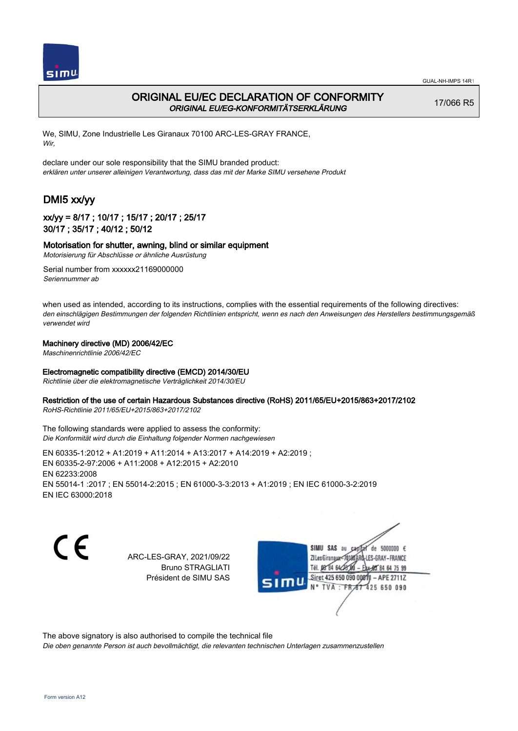GUAL-NH-IMPS 14R1

# ORIGINAL EU/EC DECLARATION OF CONFORMITY

*ORIGINAL EU/EG-KONFORMITÄTSERKLÄRUNG*

17/066 R5

We, SIMU, Zone Industrielle Les Giranaux 70100 ARC-LES-GRAY FRANCE,
*Wir,*

declare under our sole responsibility that the SIMU branded product:
*erklären unter unserer alleinigen Verantwortung, dass das mit der Marke SIMU versehene Produkt*

## DMI5 xx/yy

### xx/yy = 8/17 ; 10/17 ; 15/17 ; 20/17 ; 25/17 30/17 ; 35/17 ; 40/12 ; 50/12

**Motorisation for shutter, awning, blind or similar equipment**
*Motorisierung für Abschlüsse or ähnliche Ausrüstung*

Serial number from xxxxxx21169000000
*Seriennummer ab*

when used as intended, according to its instructions, complies with the essential requirements of the following directives:
*den einschlägigen Bestimmungen der folgenden Richtlinien entspricht, wenn es nach den Anweisungen des Herstellers bestimmungsgemäß verwendet wird*

**Machinery directive (MD) 2006/42/EC**
*Maschinenrichtlinie 2006/42/EC*

**Electromagnetic compatibility directive (EMCD) 2014/30/EU**
*Richtlinie über die elektromagnetische Verträglichkeit 2014/30/EU*

**Restriction of the use of certain Hazardous Substances directive (RoHS) 2011/65/EU+2015/863+2017/2102**
*RoHS-Richtlinie 2011/65/EU+2015/863+2017/2102*

The following standards were applied to assess the conformity:
*Die Konformität wird durch die Einhaltung folgender Normen nachgewiesen*

EN 60335-1:2012 + A1:2019 + A11:2014 + A13:2017 + A14:2019 + A2:2019 ;
EN 60335-2-97:2006 + A11:2008 + A12:2015 + A2:2010
EN 62233:2008
EN 55014-1 :2017 ; EN 55014-2:2015 ; EN 61000-3-3:2013 + A1:2019 ; EN IEC 61000-3-2:2019
EN IEC 63000:2018

CE

ARC-LES-GRAY, 2021/09/22
Bruno STRAGLIATI
Président de SIMU SAS

SIMU SAS au capital de 5000000 €
ZI Les Giranaux 70100 ARC-LES-GRAY-FRANCE
Tél. 03 84 64 75 00 – Fax 03 84 64 75 99
Siret 425 650 090 00011 – APE 2711Z
N° TVA : FR 87 425 650 090

The above signatory is also authorised to compile the technical file
*Die oben genannte Person ist auch bevollmächtigt, die relevanten technischen Unterlagen zusammenzustellen*

Form version A12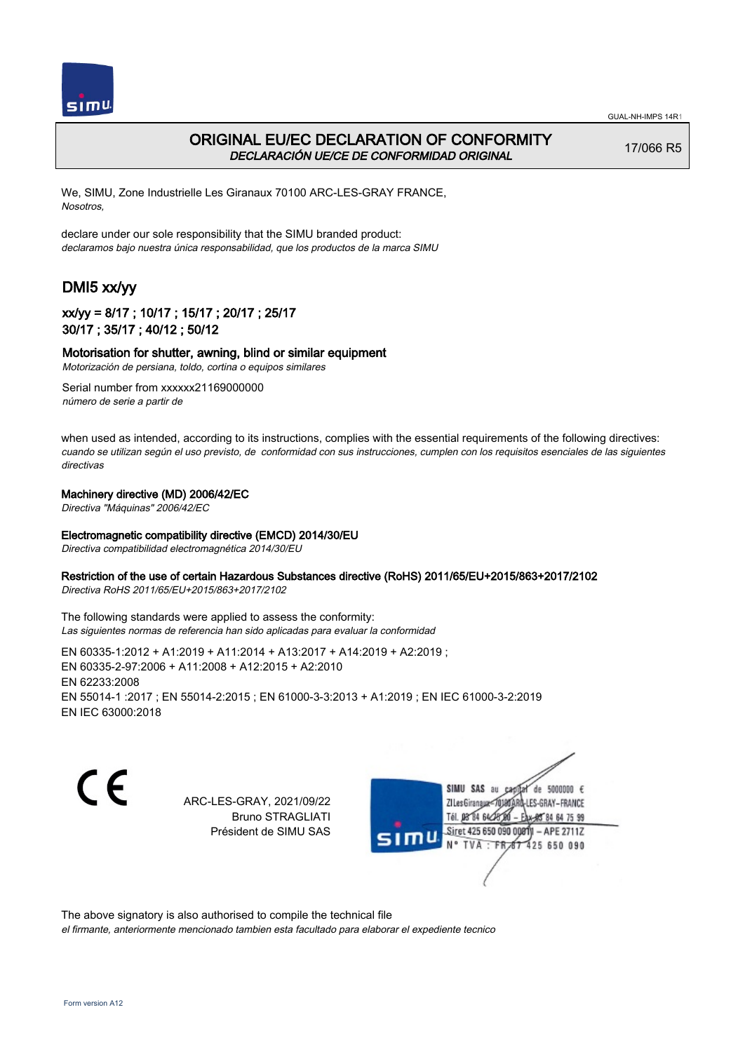# ORIGINAL EU/EC DECLARATION OF CONFORMITY
*DECLARACIÓN UE/CE DE CONFORMIDAD ORIGINAL*

17/066 R5

We, SIMU, Zone Industrielle Les Giranaux 70100 ARC-LES-GRAY FRANCE,
*Nosotros,*

declare under our sole responsibility that the SIMU branded product:
*declaramos bajo nuestra única responsabilidad, que los productos de la marca SIMU*

## DMI5 xx/yy

### xx/yy = 8/17 ; 10/17 ; 15/17 ; 20/17 ; 25/17
### 30/17 ; 35/17 ; 40/12 ; 50/12

**Motorisation for shutter, awning, blind or similar equipment**
*Motorización de persiana, toldo, cortina o equipos similares*

Serial number from xxxxxx21169000000
*número de serie a partir de*

when used as intended, according to its instructions, complies with the essential requirements of the following directives:
*cuando se utilizan según el uso previsto, de conformidad con sus instrucciones, cumplen con los requisitos esenciales de las siguientes directivas*

**Machinery directive (MD) 2006/42/EC**
*Directiva "Máquinas" 2006/42/EC*

**Electromagnetic compatibility directive (EMCD) 2014/30/EU**
*Directiva compatibilidad electromagnética 2014/30/EU*

**Restriction of the use of certain Hazardous Substances directive (RoHS) 2011/65/EU+2015/863+2017/2102**
*Directiva RoHS 2011/65/EU+2015/863+2017/2102*

The following standards were applied to assess the conformity:
*Las siguientes normas de referencia han sido aplicadas para evaluar la conformidad*

EN 60335-1:2012 + A1:2019 + A11:2014 + A13:2017 + A14:2019 + A2:2019 ;
EN 60335-2-97:2006 + A11:2008 + A12:2015 + A2:2010
EN 62233:2008
EN 55014-1 :2017 ; EN 55014-2:2015 ; EN 61000-3-3:2013 + A1:2019 ; EN IEC 61000-3-2:2019
EN IEC 63000:2018

ARC-LES-GRAY, 2021/09/22
Bruno STRAGLIATI
Président de SIMU SAS

SIMU SAS au capital de 5000000 €
ZI Les Giranaux 70100 ARC-LES-GRAY-FRANCE
Tél. 03 84 64 75 00 – Fax 03 84 64 75 99
Siret 425 650 090 00811 – APE 2711Z
N° TVA : FR 87 425 650 090

The above signatory is also authorised to compile the technical file
*el firmante, anteriormente mencionado tambien esta facultado para elaborar el expediente tecnico*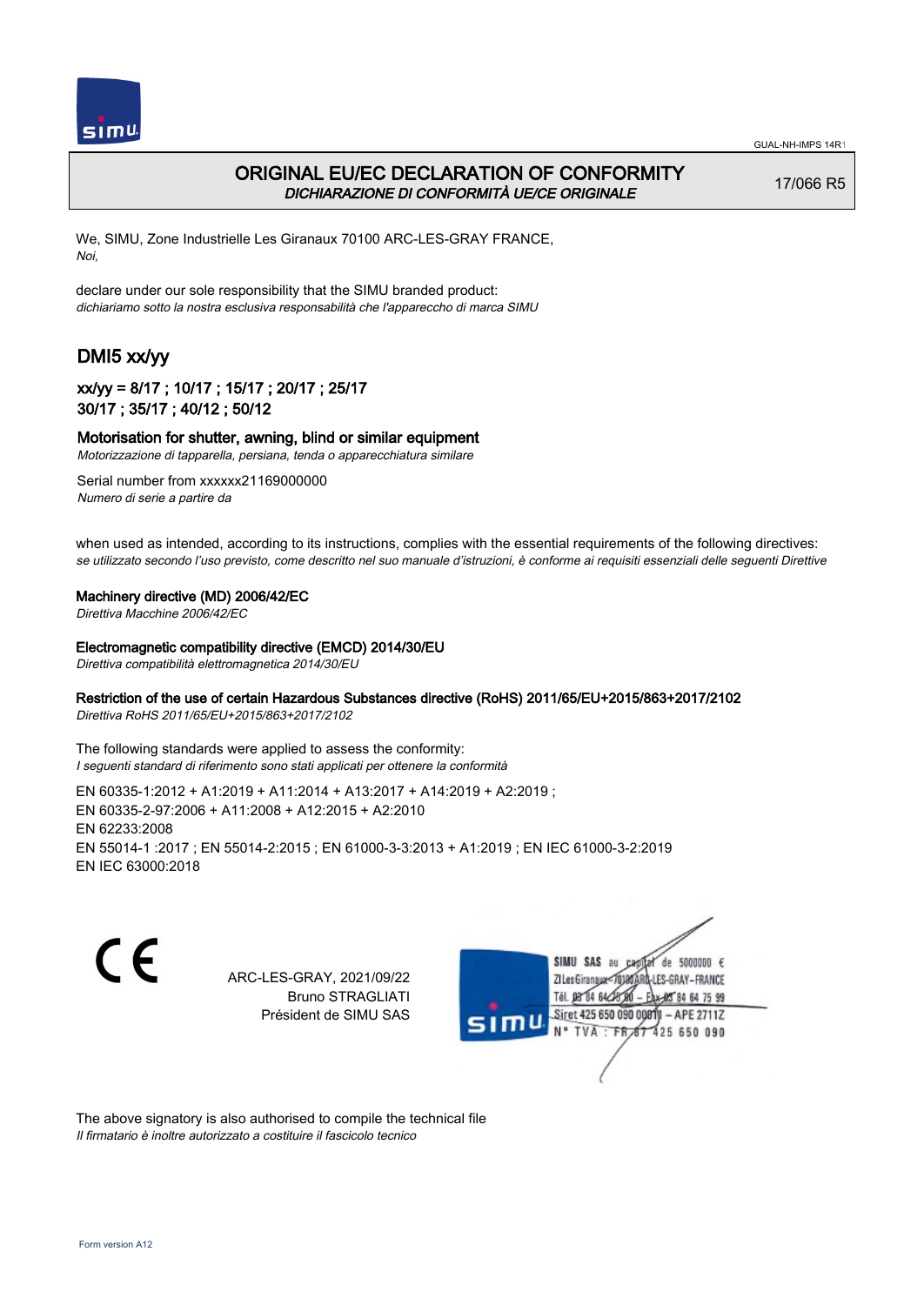GUAL-NH-IMPS 14R1

# ORIGINAL EU/EC DECLARATION OF CONFORMITY

*DICHIARAZIONE DI CONFORMITÀ UE/CE ORIGINALE*

17/066 R5

We, SIMU, Zone Industrielle Les Giranaux 70100 ARC-LES-GRAY FRANCE,
*Noi,*

declare under our sole responsibility that the SIMU branded product:
*dichiariamo sotto la nostra esclusiva responsabilità che l'apparecchio di marca SIMU*

## DMI5 xx/yy

### xx/yy = 8/17 ; 10/17 ; 15/17 ; 20/17 ; 25/17 30/17 ; 35/17 ; 40/12 ; 50/12

**Motorisation for shutter, awning, blind or similar equipment**
*Motorizzazione di tapparella, persiana, tenda o apparecchiatura similare*

Serial number from xxxxxx21169000000
*Numero di serie a partire da*

when used as intended, according to its instructions, complies with the essential requirements of the following directives:
*se utilizzato secondo l'uso previsto, come descritto nel suo manuale d'istruzioni, è conforme ai requisiti essenziali delle seguenti Direttive*

**Machinery directive (MD) 2006/42/EC**
*Direttiva Macchine 2006/42/EC*

**Electromagnetic compatibility directive (EMCD) 2014/30/EU**
*Direttiva compatibilità elettromagnetica 2014/30/EU*

**Restriction of the use of certain Hazardous Substances directive (RoHS) 2011/65/EU+2015/863+2017/2102**
*Direttiva RoHS 2011/65/EU+2015/863+2017/2102*

The following standards were applied to assess the conformity:
*I seguenti standard di riferimento sono stati applicati per ottenere la conformità*

EN 60335-1:2012 + A1:2019 + A11:2014 + A13:2017 + A14:2019 + A2:2019 ;
EN 60335-2-97:2006 + A11:2008 + A12:2015 + A2:2010
EN 62233:2008
EN 55014-1 :2017 ; EN 55014-2:2015 ; EN 61000-3-3:2013 + A1:2019 ; EN IEC 61000-3-2:2019
EN IEC 63000:2018

CE

ARC-LES-GRAY, 2021/09/22
Bruno STRAGLIATI
Président de SIMU SAS

SIMU SAS au capital de 5000000 €
ZI Les Giranaux 70100 ARC-LES-GRAY-FRANCE
Tél. 03 84 64 75 00 – Fax 03 84 64 75 99
Siret 425 650 090 00811 – APE 2711Z
N° TVA : FR 87 425 650 090

The above signatory is also authorised to compile the technical file
*Il firmatario è inoltre autorizzato a costituire il fascicolo tecnico*

Form version A12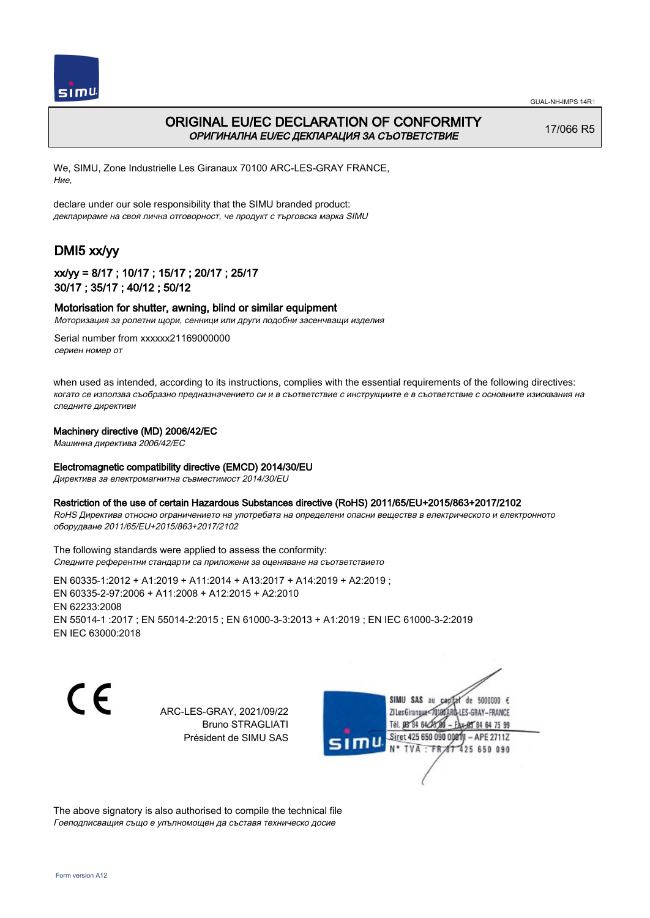# ORIGINAL EU/EC DECLARATION OF CONFORMITY
*ОРИГИНАЛНА EU/EC ДЕКЛАРАЦИЯ ЗА СЪОТВЕТСТВИЕ*

17/066 R5

We, SIMU, Zone Industrielle Les Giranaux 70100 ARC-LES-GRAY FRANCE,
*Ние,*

declare under our sole responsibility that the SIMU branded product:
*декларираме на своя лична отговорност, че продукт с търговска марка SIMU*

## DMI5 xx/yy

### xx/yy = 8/17 ; 10/17 ; 15/17 ; 20/17 ; 25/17 30/17 ; 35/17 ; 40/12 ; 50/12

**Motorisation for shutter, awning, blind or similar equipment**
*Моторизация за ролетни щори, сенници или други подобни засенчващи изделия*

Serial number from xxxxxx21169000000
*сериен номер от*

when used as intended, according to its instructions, complies with the essential requirements of the following directives:
*когато се използва съобразно предназначението си и в съответствие с инструкциите е в съответствие с основните изисквания на следните директиви*

**Machinery directive (MD) 2006/42/EC**
*Машинна директива 2006/42/EC*

**Electromagnetic compatibility directive (EMCD) 2014/30/EU**
*Директива за електромагнитна съвместимост 2014/30/EU*

**Restriction of the use of certain Hazardous Substances directive (RoHS) 2011/65/EU+2015/863+2017/2102**
*RoHS Директива относно ограничението на употребата на определени опасни вещества в електрическото и електронното оборудване 2011/65/EU+2015/863+2017/2102*

The following standards were applied to assess the conformity:
*Следните референтни стандарти са приложени за оценяване на съответствието*

EN 60335-1:2012 + A1:2019 + A11:2014 + A13:2017 + A14:2019 + A2:2019 ;
EN 60335-2-97:2006 + A11:2008 + A12:2015 + A2:2010
EN 62233:2008
EN 55014-1 :2017 ; EN 55014-2:2015 ; EN 61000-3-3:2013 + A1:2019 ; EN IEC 61000-3-2:2019
EN IEC 63000:2018

CE

ARC-LES-GRAY, 2021/09/22
Bruno STRAGLIATI
Président de SIMU SAS

SIMU SAS au capital de 5000000 €
ZI Les Giranaux 70100 ARC-LES-GRAY-FRANCE
Tél. 03 84 64 75 00 – Fax 03 84 64 75 99
Siret 425 650 090 00011 – APE 2711Z
N° TVA : FR 87 425 650 090

The above signatory is also authorised to compile the technical file
*Гоеподписващия също е упълномощен да съставя техническо досие*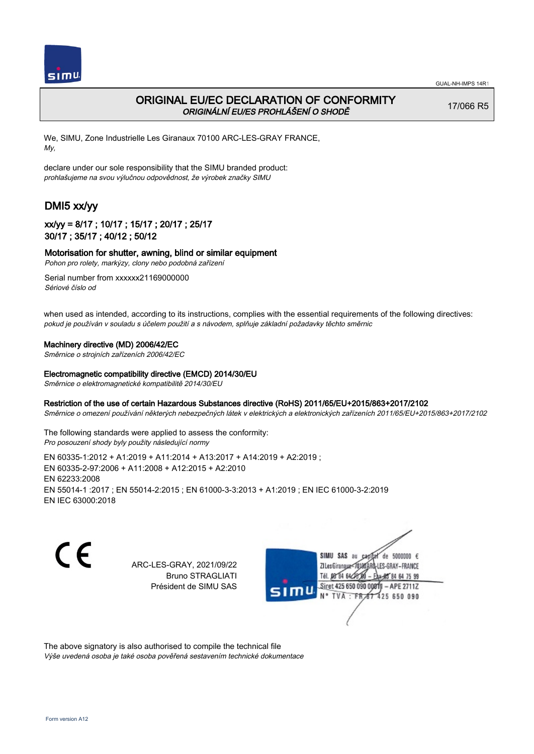# ORIGINAL EU/EC DECLARATION OF CONFORMITY
*ORIGINÁLNÍ EU/ES PROHLÁŠENÍ O SHODĚ*

17/066 R5

We, SIMU, Zone Industrielle Les Giranaux 70100 ARC-LES-GRAY FRANCE,
*My,*

declare under our sole responsibility that the SIMU branded product:
*prohlašujeme na svou výlučnou odpovědnost, že výrobek značky SIMU*

## DMI5 xx/yy

### xx/yy = 8/17 ; 10/17 ; 15/17 ; 20/17 ; 25/17
### 30/17 ; 35/17 ; 40/12 ; 50/12

**Motorisation for shutter, awning, blind or similar equipment**
*Pohon pro rolety, markýzy, clony nebo podobná zařízení*

Serial number from xxxxxx21169000000
*Sériové číslo od*

when used as intended, according to its instructions, complies with the essential requirements of the following directives:
*pokud je používán v souladu s účelem použití a s návodem, splňuje základní požadavky těchto směrnic*

**Machinery directive (MD) 2006/42/EC**
*Směrnice o strojních zařízeních 2006/42/EC*

**Electromagnetic compatibility directive (EMCD) 2014/30/EU**
*Směrnice o elektromagnetické kompatibilitě 2014/30/EU*

**Restriction of the use of certain Hazardous Substances directive (RoHS) 2011/65/EU+2015/863+2017/2102**
*Směrnice o omezení používání některých nebezpečných látek v elektrických a elektronických zařízeních 2011/65/EU+2015/863+2017/2102*

The following standards were applied to assess the conformity:
*Pro posouzení shody byly použity následující normy*

EN 60335-1:2012 + A1:2019 + A11:2014 + A13:2017 + A14:2019 + A2:2019 ;
EN 60335-2-97:2006 + A11:2008 + A12:2015 + A2:2010
EN 62233:2008
EN 55014-1 :2017 ; EN 55014-2:2015 ; EN 61000-3-3:2013 + A1:2019 ; EN IEC 61000-3-2:2019
EN IEC 63000:2018

CE

ARC-LES-GRAY, 2021/09/22
Bruno STRAGLIATI
Président de SIMU SAS

SIMU SAS au capital de 5000000 €
ZI Les Giranaux 70100 ARC-LES-GRAY-FRANCE
Tél. 03 84 64 75 00 – Fax 03 84 64 75 99
Siret 425 650 090 00011 – APE 2711Z
N° TVA : FR 87 425 650 090

The above signatory is also authorised to compile the technical file
*Výše uvedená osoba je také osoba pověřená sestavením technické dokumentace*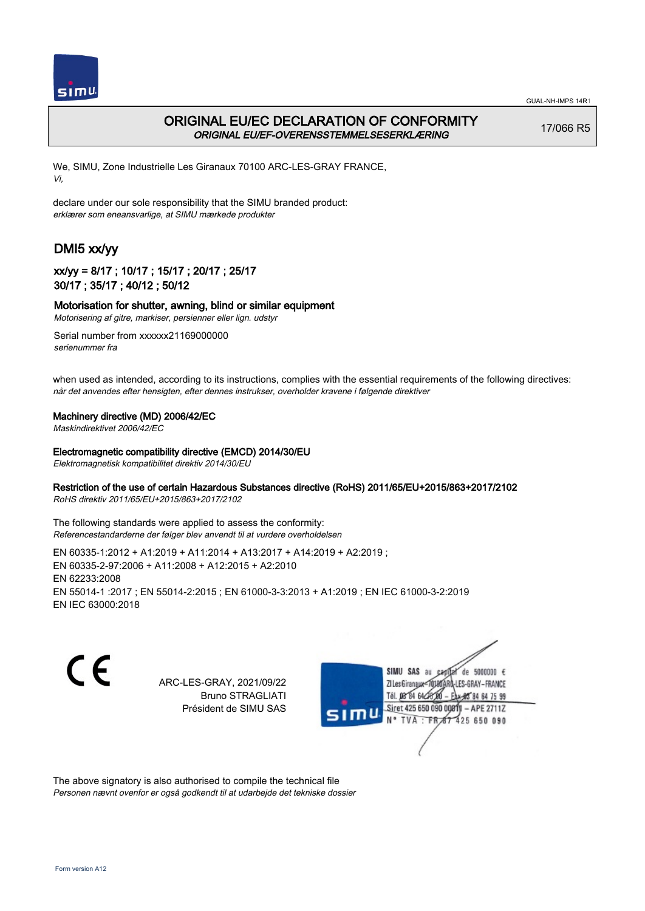GUAL-NH-IMPS 14R1

# ORIGINAL EU/EC DECLARATION OF CONFORMITY

*ORIGINAL EU/EF-OVERENSSTEMMELSESERKLÆRING*

17/066 R5

We, SIMU, Zone Industrielle Les Giranaux 70100 ARC-LES-GRAY FRANCE,
*Vi,*

declare under our sole responsibility that the SIMU branded product:
*erklærer som eneansvarlige, at SIMU mærkede produkter*

## DMI5 xx/yy

### xx/yy = 8/17 ; 10/17 ; 15/17 ; 20/17 ; 25/17 30/17 ; 35/17 ; 40/12 ; 50/12

**Motorisation for shutter, awning, blind or similar equipment**
*Motorisering af gitre, markiser, persienner eller lign. udstyr*

Serial number from xxxxxx21169000000
*serienummer fra*

when used as intended, according to its instructions, complies with the essential requirements of the following directives:
*når det anvendes efter hensigten, efter dennes instrukser, overholder kravene i følgende direktiver*

**Machinery directive (MD) 2006/42/EC**
*Maskindirektivet 2006/42/EC*

**Electromagnetic compatibility directive (EMCD) 2014/30/EU**
*Elektromagnetisk kompatibilitet direktiv 2014/30/EU*

**Restriction of the use of certain Hazardous Substances directive (RoHS) 2011/65/EU+2015/863+2017/2102**
*RoHS direktiv 2011/65/EU+2015/863+2017/2102*

The following standards were applied to assess the conformity:
*Referencestandarderne der følger blev anvendt til at vurdere overholdelsen*

EN 60335-1:2012 + A1:2019 + A11:2014 + A13:2017 + A14:2019 + A2:2019 ;
EN 60335-2-97:2006 + A11:2008 + A12:2015 + A2:2010
EN 62233:2008
EN 55014-1 :2017 ; EN 55014-2:2015 ; EN 61000-3-3:2013 + A1:2019 ; EN IEC 61000-3-2:2019
EN IEC 63000:2018

CE

ARC-LES-GRAY, 2021/09/22
Bruno STRAGLIATI
Président de SIMU SAS

SIMU SAS au capital de 5000000 €
ZI Les Giranaux 70100 ARC-LES-GRAY-FRANCE
Tél. 03 84 64 75 00 – Fax 03 84 64 75 99
Siret 425 650 090 00011 – APE 2711Z
N° TVA : FR 87 425 650 090

The above signatory is also authorised to compile the technical file
*Personen nævnt ovenfor er også godkendt til at udarbejde det tekniske dossier*

Form version A12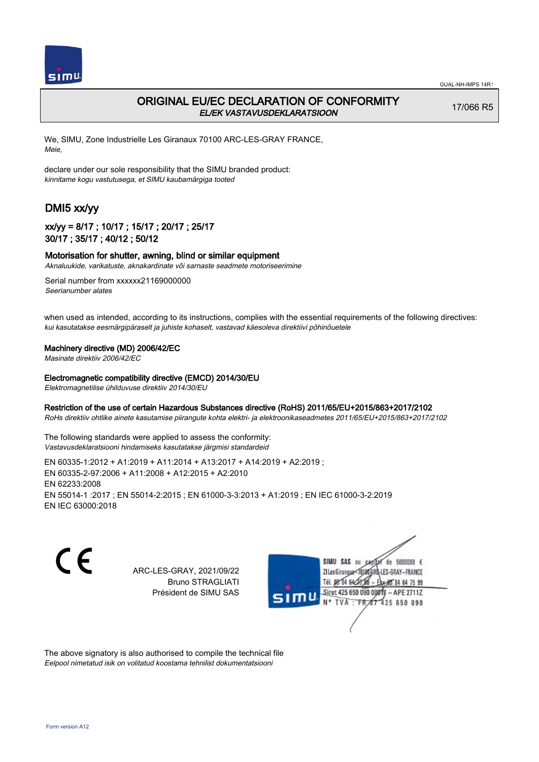GUAL-NH-IMPS 14R1

# ORIGINAL EU/EC DECLARATION OF CONFORMITY

*EL/EK VASTAVUSDEKLARATSIOON*

17/066 R5

We, SIMU, Zone Industrielle Les Giranaux 70100 ARC-LES-GRAY FRANCE,
*Meie,*

declare under our sole responsibility that the SIMU branded product:
*kinnitame kogu vastutusega, et SIMU kaubamärgiga tooted*

## DMI5 xx/yy

### xx/yy = 8/17 ; 10/17 ; 15/17 ; 20/17 ; 25/17 30/17 ; 35/17 ; 40/12 ; 50/12

**Motorisation for shutter, awning, blind or similar equipment**
*Aknaluukide, varikatuste, aknakardinate või sarnaste seadmete motoriseerimine*

Serial number from xxxxxx21169000000
*Seerianumber alates*

when used as intended, according to its instructions, complies with the essential requirements of the following directives:
*kui kasutatakse eesmärgipäraselt ja juhiste kohaselt, vastavad käesoleva direktiivi põhinõuetele*

**Machinery directive (MD) 2006/42/EC**
*Masinate direktiiv 2006/42/EC*

**Electromagnetic compatibility directive (EMCD) 2014/30/EU**
*Elektromagnetilise ühilduvuse direktiiv 2014/30/EU*

**Restriction of the use of certain Hazardous Substances directive (RoHS) 2011/65/EU+2015/863+2017/2102**
*RoHs direktiiv ohtlike ainete kasutamise piirangute kohta elektri- ja elektroonikaseadmetes 2011/65/EU+2015/863+2017/2102*

The following standards were applied to assess the conformity:
*Vastavusdeklaratsiooni hindamiseks kasutatakse järgmisi standardeid*

EN 60335-1:2012 + A1:2019 + A11:2014 + A13:2017 + A14:2019 + A2:2019 ;
EN 60335-2-97:2006 + A11:2008 + A12:2015 + A2:2010
EN 62233:2008
EN 55014-1 :2017 ; EN 55014-2:2015 ; EN 61000-3-3:2013 + A1:2019 ; EN IEC 61000-3-2:2019
EN IEC 63000:2018

CE

ARC-LES-GRAY, 2021/09/22
Bruno STRAGLIATI
Président de SIMU SAS

SIMU SAS au capital de 5000000 €
ZI Les Giranaux 70100 ARC-LES-GRAY-FRANCE
Tél. 03 84 64 78 00 – Fax 03 84 64 75 99
Siret 425 650 090 00011 – APE 2711Z
N° TVA : FR 87 425 650 090

The above signatory is also authorised to compile the technical file
*Eelpool nimetatud isik on volitatud koostama tehnilist dokumentatsiooni*

Form version A12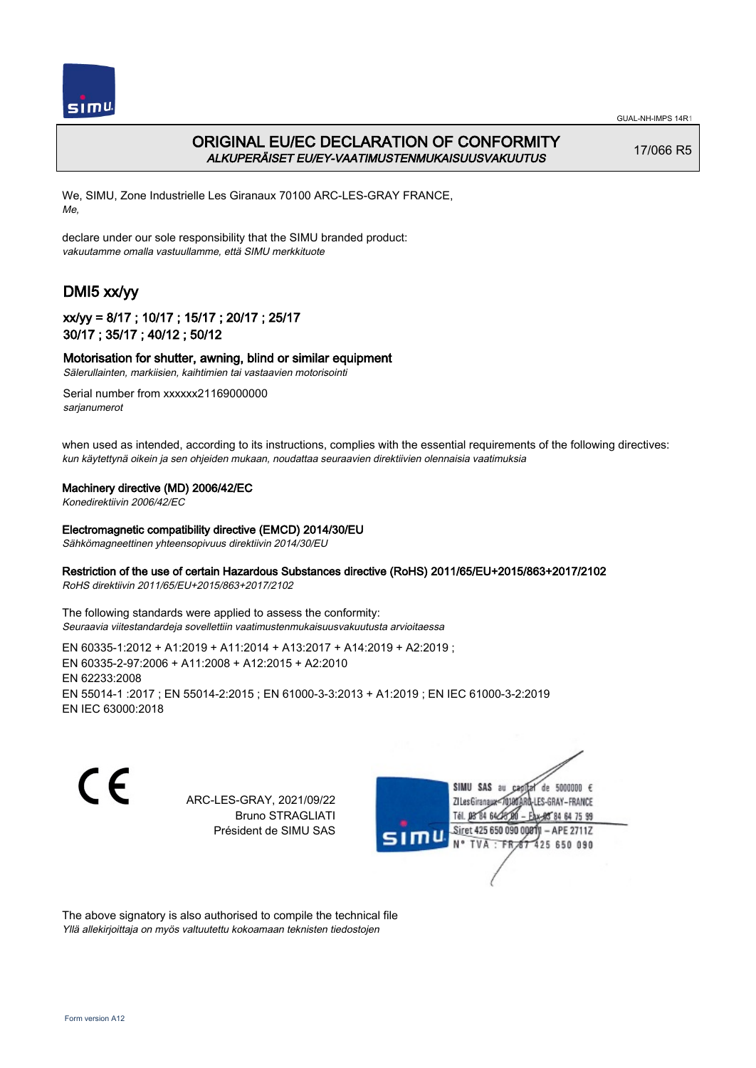# ORIGINAL EU/EC DECLARATION OF CONFORMITY
*ALKUPERÄISET EU/EY-VAATIMUSTENMUKAISUUSVAKUUTUS*

17/066 R5

We, SIMU, Zone Industrielle Les Giranaux 70100 ARC-LES-GRAY FRANCE,
*Me,*

declare under our sole responsibility that the SIMU branded product:
*vakuutamme omalla vastuullamme, että SIMU merkkituote*

## DMI5 xx/yy

### xx/yy = 8/17 ; 10/17 ; 15/17 ; 20/17 ; 25/17 30/17 ; 35/17 ; 40/12 ; 50/12

**Motorisation for shutter, awning, blind or similar equipment**
*Sälerullainten, markiisien, kaihtimien tai vastaavien motorisointi*

Serial number from xxxxxx21169000000
*sarjanumerot*

when used as intended, according to its instructions, complies with the essential requirements of the following directives:
*kun käytettynä oikein ja sen ohjeiden mukaan, noudattaa seuraavien direktiivien olennaisia vaatimuksia*

**Machinery directive (MD) 2006/42/EC**
*Konedirektiivin 2006/42/EC*

**Electromagnetic compatibility directive (EMCD) 2014/30/EU**
*Sähkömagneettinen yhteensopivuus direktiivin 2014/30/EU*

**Restriction of the use of certain Hazardous Substances directive (RoHS) 2011/65/EU+2015/863+2017/2102**
*RoHS direktiivin 2011/65/EU+2015/863+2017/2102*

The following standards were applied to assess the conformity:
*Seuraavia viitestandardeja sovellettiin vaatimustenmukaisuusvakuutusta arvioitaessa*

EN 60335-1:2012 + A1:2019 + A11:2014 + A13:2017 + A14:2019 + A2:2019 ;
EN 60335-2-97:2006 + A11:2008 + A12:2015 + A2:2010
EN 62233:2008
EN 55014-1 :2017 ; EN 55014-2:2015 ; EN 61000-3-3:2013 + A1:2019 ; EN IEC 61000-3-2:2019
EN IEC 63000:2018

CE

ARC-LES-GRAY, 2021/09/22
Bruno STRAGLIATI
Président de SIMU SAS

SIMU SAS au capital de 5000000 €
ZI Les Giranaux 70100 ARC-LES-GRAY-FRANCE
Tél. 03 84 64 75 00 – Fax 03 84 64 75 99
Siret 425 650 090 00811 – APE 2711Z
N° TVA : FR 87 425 650 090

The above signatory is also authorised to compile the technical file
*Yllä allekirjoittaja on myös valtuutettu kokoamaan teknisten tiedostojen*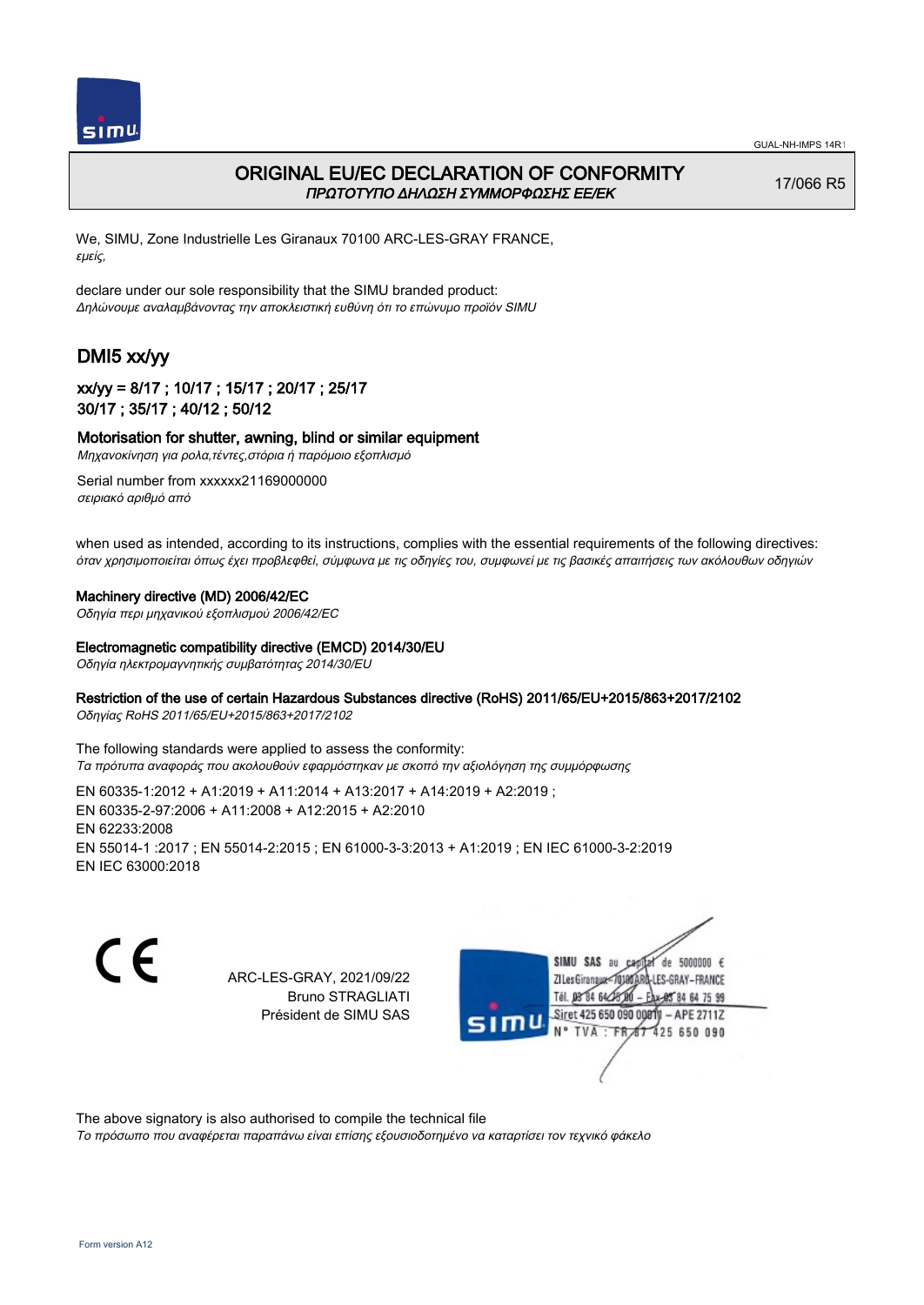# ORIGINAL EU/EC DECLARATION OF CONFORMITY

*ΠΡΩΤΟΤΥΠΟ ΔΗΛΩΣΗ ΣΥΜΜΟΡΦΩΣΗΣ ΕΕ/ΕΚ*

17/066 R5

We, SIMU, Zone Industrielle Les Giranaux 70100 ARC-LES-GRAY FRANCE,
*εμείς,*

declare under our sole responsibility that the SIMU branded product:
*Δηλώνουμε αναλαμβάνοντας την αποκλειστική ευθύνη ότι το επώνυμο προϊόν SIMU*

## DMI5 xx/yy

### xx/yy = 8/17 ; 10/17 ; 15/17 ; 20/17 ; 25/17 30/17 ; 35/17 ; 40/12 ; 50/12

**Motorisation for shutter, awning, blind or similar equipment**
*Μηχανοκίνηση για ρολα,τέντες,στόρια ή παρόμοιο εξοπλισμό*

Serial number from xxxxxx21169000000
*σειριακό αριθμό από*

when used as intended, according to its instructions, complies with the essential requirements of the following directives:
*όταν χρησιμοποιείται όπως έχει προβλεφθεί, σύμφωνα με τις οδηγίες του, συμφωνεί με τις βασικές απαιτήσεις των ακόλουθων οδηγιών*

**Machinery directive (MD) 2006/42/EC**
*Οδηγία περι μηχανικού εξοπλισμού 2006/42/EC*

**Electromagnetic compatibility directive (EMCD) 2014/30/EU**
*Οδηγία ηλεκτρομαγνητικής συμβατότητας 2014/30/EU*

**Restriction of the use of certain Hazardous Substances directive (RoHS) 2011/65/EU+2015/863+2017/2102**
*Οδηγίας RoHS 2011/65/EU+2015/863+2017/2102*

The following standards were applied to assess the conformity:
*Τα πρότυπα αναφοράς που ακολουθούν εφαρμόστηκαν με σκοπό την αξιολόγηση της συμμόρφωσης*

EN 60335-1:2012 + A1:2019 + A11:2014 + A13:2017 + A14:2019 + A2:2019 ;
EN 60335-2-97:2006 + A11:2008 + A12:2015 + A2:2010
EN 62233:2008
EN 55014-1 :2017 ; EN 55014-2:2015 ; EN 61000-3-3:2013 + A1:2019 ; EN IEC 61000-3-2:2019
EN IEC 63000:2018

CE

ARC-LES-GRAY, 2021/09/22
Bruno STRAGLIATI
Président de SIMU SAS

SIMU SAS au capital de 5000000 €
ZI Les Giranaux 70100 ARC-LES-GRAY-FRANCE
Tél. 03 84 64 75 00 – Fax 03 84 64 75 99
Siret 425 650 090 00811 – APE 2711Z
N° TVA : FR 87 425 650 090

The above signatory is also authorised to compile the technical file
*Το πρόσωπο που αναφέρεται παραπάνω είναι επίσης εξουσιοδοτημένο να καταρτίσει τον τεχνικό φάκελο*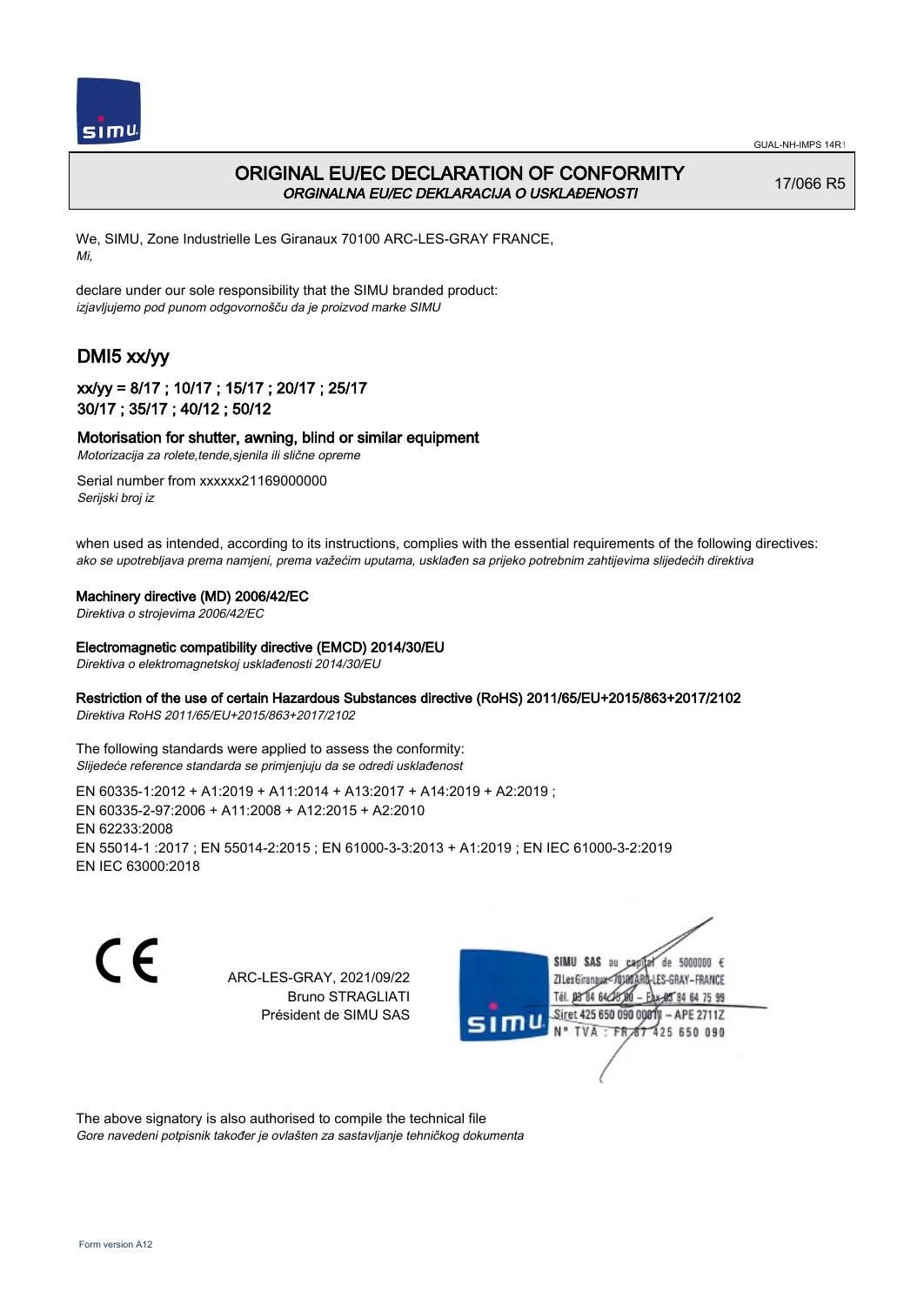GUAL-NH-IMPS 14R1

# ORIGINAL EU/EC DECLARATION OF CONFORMITY

*ORGINALNA EU/EC DEKLARACIJA O USKLAĐENOSTI*

17/066 R5

We, SIMU, Zone Industrielle Les Giranaux 70100 ARC-LES-GRAY FRANCE,
*Mi,*

declare under our sole responsibility that the SIMU branded product:
*izjavljujemo pod punom odgovornošču da je proizvod marke SIMU*

## DMI5 xx/yy

### xx/yy = 8/17 ; 10/17 ; 15/17 ; 20/17 ; 25/17 30/17 ; 35/17 ; 40/12 ; 50/12

**Motorisation for shutter, awning, blind or similar equipment**
*Motorizacija za rolete,tende,sjenila ili slične opreme*

Serial number from xxxxxx21169000000
*Serijski broj iz*

when used as intended, according to its instructions, complies with the essential requirements of the following directives:
*ako se upotrebljava prema namjeni, prema važećim uputama, usklađen sa prijeko potrebnim zahtijevima slijedećih direktiva*

**Machinery directive (MD) 2006/42/EC**
*Direktiva o strojevima 2006/42/EC*

**Electromagnetic compatibility directive (EMCD) 2014/30/EU**
*Direktiva o elektromagnetskoj usklađenosti 2014/30/EU*

**Restriction of the use of certain Hazardous Substances directive (RoHS) 2011/65/EU+2015/863+2017/2102**
*Direktiva RoHS 2011/65/EU+2015/863+2017/2102*

The following standards were applied to assess the conformity:
*Slijedeće reference standarda se primjenjuju da se odredi usklađenost*

EN 60335-1:2012 + A1:2019 + A11:2014 + A13:2017 + A14:2019 + A2:2019 ;
EN 60335-2-97:2006 + A11:2008 + A12:2015 + A2:2010
EN 62233:2008
EN 55014-1 :2017 ; EN 55014-2:2015 ; EN 61000-3-3:2013 + A1:2019 ; EN IEC 61000-3-2:2019
EN IEC 63000:2018

CE

ARC-LES-GRAY, 2021/09/22
Bruno STRAGLIATI
Président de SIMU SAS

SIMU SAS au capital de 5000000 €
ZI Les Giranaux 70100 ARC-LES-GRAY-FRANCE
Tél. 03 84 64 75 00 – Fax 03 84 64 75 99
Siret 425 650 090 00811 – APE 2711Z
N° TVA : FR 87 425 650 090

The above signatory is also authorised to compile the technical file
*Gore navedeni potpisnik također je ovlašten za sastavljanje tehničkog dokumenta*

Form version A12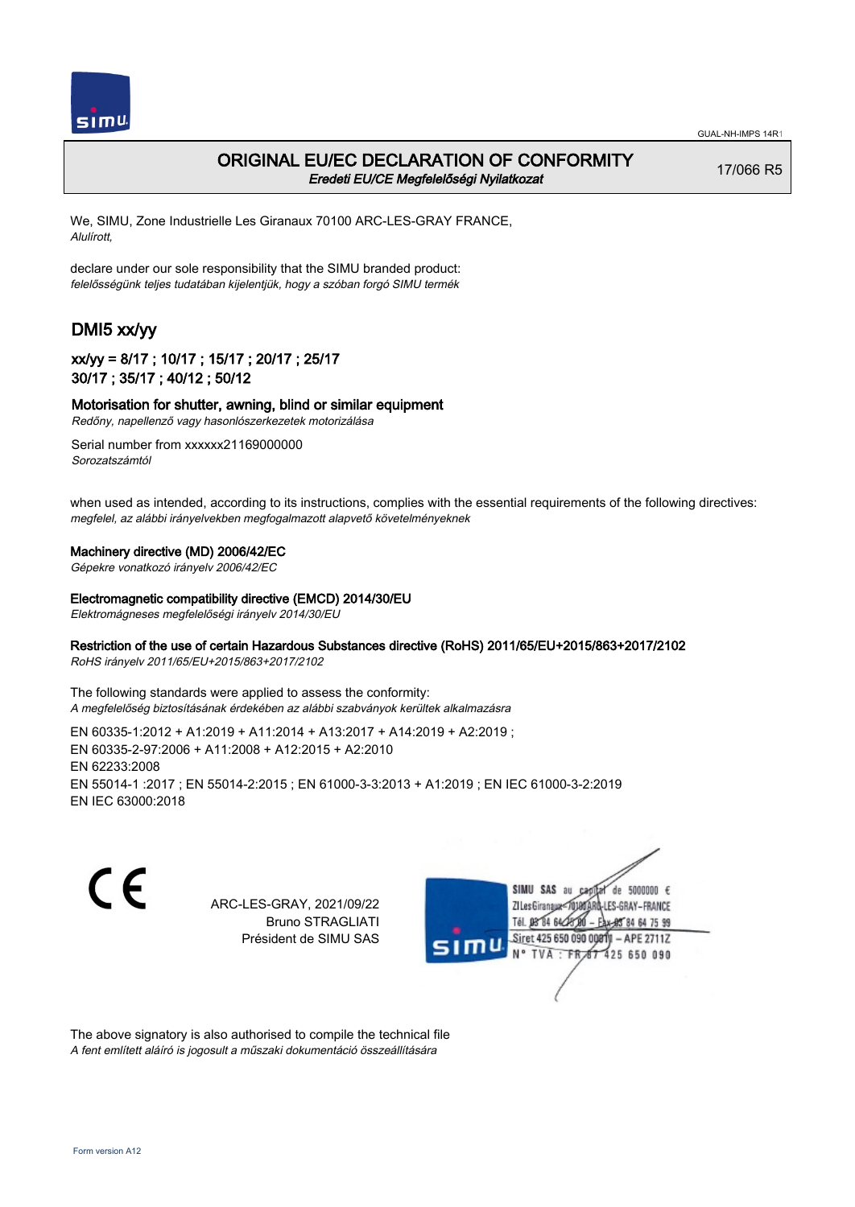GUAL-NH-IMPS 14R1

# ORIGINAL EU/EC DECLARATION OF CONFORMITY
*Eredeti EU/CE Megfelelőségi Nyilatkozat*

17/066 R5

We, SIMU, Zone Industrielle Les Giranaux 70100 ARC-LES-GRAY FRANCE,
*Alulírott,*

declare under our sole responsibility that the SIMU branded product:
*felelősségünk teljes tudatában kijelentjük, hogy a szóban forgó SIMU termék*

## DMI5 xx/yy

### xx/yy = 8/17 ; 10/17 ; 15/17 ; 20/17 ; 25/17 30/17 ; 35/17 ; 40/12 ; 50/12

**Motorisation for shutter, awning, blind or similar equipment**
*Redőny, napellenző vagy hasonlószerkezetek motorizálása*

Serial number from xxxxxx21169000000
*Sorozatszámtól*

when used as intended, according to its instructions, complies with the essential requirements of the following directives:
*megfelel, az alábbi irányelvekben megfogalmazott alapvető követelményeknek*

**Machinery directive (MD) 2006/42/EC**
*Gépekre vonatkozó irányelv 2006/42/EC*

**Electromagnetic compatibility directive (EMCD) 2014/30/EU**
*Elektromágneses megfelelőségi irányelv 2014/30/EU*

**Restriction of the use of certain Hazardous Substances directive (RoHS) 2011/65/EU+2015/863+2017/2102**
*RoHS irányelv 2011/65/EU+2015/863+2017/2102*

The following standards were applied to assess the conformity:
*A megfelelőség biztosításának érdekében az alábbi szabványok kerültek alkalmazásra*

EN 60335-1:2012 + A1:2019 + A11:2014 + A13:2017 + A14:2019 + A2:2019 ;
EN 60335-2-97:2006 + A11:2008 + A12:2015 + A2:2010
EN 62233:2008
EN 55014-1 :2017 ; EN 55014-2:2015 ; EN 61000-3-3:2013 + A1:2019 ; EN IEC 61000-3-2:2019
EN IEC 63000:2018

ARC-LES-GRAY, 2021/09/22
Bruno STRAGLIATI
Président de SIMU SAS

SIMU SAS au capital de 5000000 €
ZI Les Giranaux 70100 ARC-LES-GRAY-FRANCE
Tél. 03 84 64 75 00 – Fax 03 84 64 75 99
Siret 425 650 090 00011 – APE 2711Z
N° TVA : FR 87 425 650 090

The above signatory is also authorised to compile the technical file
*A fent említett aláíró is jogosult a műszaki dokumentáció összeállítására*

Form version A12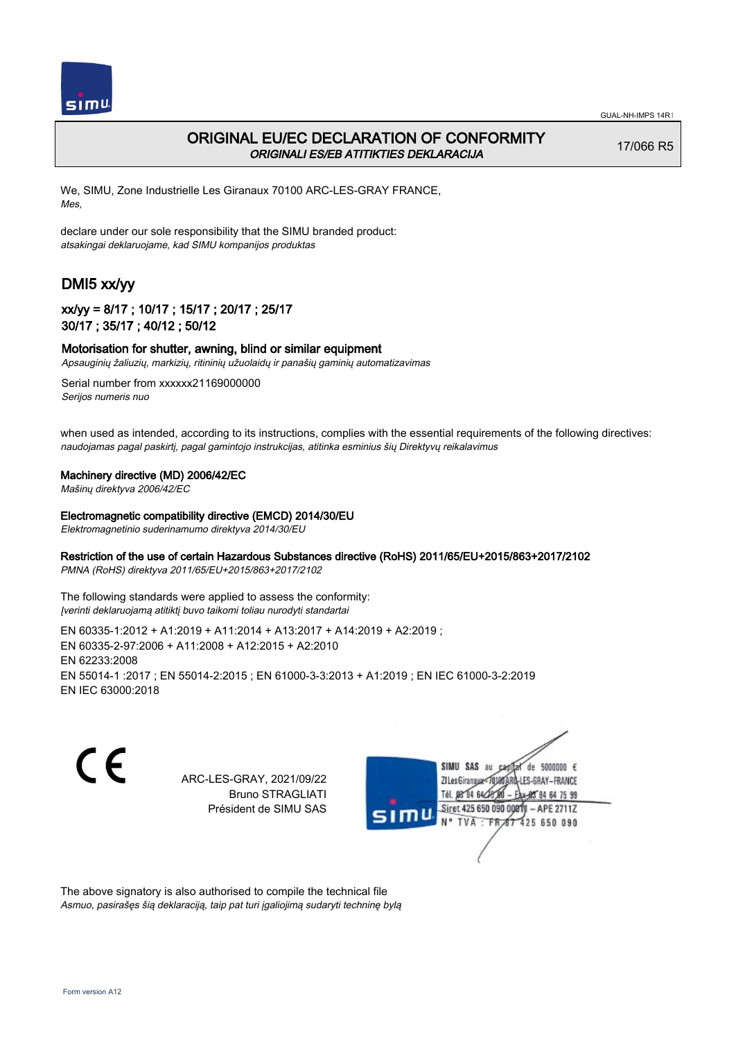GUAL-NH-IMPS 14R1

# ORIGINAL EU/EC DECLARATION OF CONFORMITY
*ORIGINALI ES/EB ATITIKTIES DEKLARACIJA*

17/066 R5

We, SIMU, Zone Industrielle Les Giranaux 70100 ARC-LES-GRAY FRANCE,
*Mes,*

declare under our sole responsibility that the SIMU branded product:
*atsakingai deklaruojame, kad SIMU kompanijos produktas*

## DMI5 xx/yy

### xx/yy = 8/17 ; 10/17 ; 15/17 ; 20/17 ; 25/17 30/17 ; 35/17 ; 40/12 ; 50/12

**Motorisation for shutter, awning, blind or similar equipment**
*Apsauginių žaliuzių, markizių, ritininių užuolaidų ir panašių gaminių automatizavimas*

Serial number from xxxxxx21169000000
*Serijos numeris nuo*

when used as intended, according to its instructions, complies with the essential requirements of the following directives:
*naudojamas pagal paskirtį, pagal gamintojo instrukcijas, atitinka esminius šių Direktyvų reikalavimus*

**Machinery directive (MD) 2006/42/EC**
*Mašinų direktyva 2006/42/EC*

**Electromagnetic compatibility directive (EMCD) 2014/30/EU**
*Elektromagnetinio suderinamumo direktyva 2014/30/EU*

**Restriction of the use of certain Hazardous Substances directive (RoHS) 2011/65/EU+2015/863+2017/2102**
*PMNA (RoHS) direktyva 2011/65/EU+2015/863+2017/2102*

The following standards were applied to assess the conformity:
*Įverinti deklaruojamą atitiktį buvo taikomi toliau nurodyti standartai*

EN 60335-1:2012 + A1:2019 + A11:2014 + A13:2017 + A14:2019 + A2:2019 ;
EN 60335-2-97:2006 + A11:2008 + A12:2015 + A2:2010
EN 62233:2008
EN 55014-1 :2017 ; EN 55014-2:2015 ; EN 61000-3-3:2013 + A1:2019 ; EN IEC 61000-3-2:2019
EN IEC 63000:2018

CE

ARC-LES-GRAY, 2021/09/22
Bruno STRAGLIATI
Président de SIMU SAS

SIMU SAS au capital de 5000000 €
ZI Les Giranaux 70100 ARC-LES-GRAY-FRANCE
Tél. 03 84 64 75 00 – Fax 03 84 64 75 99
Siret 425 650 090 00011 – APE 2711Z
N° TVA : FR 67 425 650 090

The above signatory is also authorised to compile the technical file
*Asmuo, pasirašęs šią deklaraciją, taip pat turi įgaliojimą sudaryti techninę bylą*

Form version A12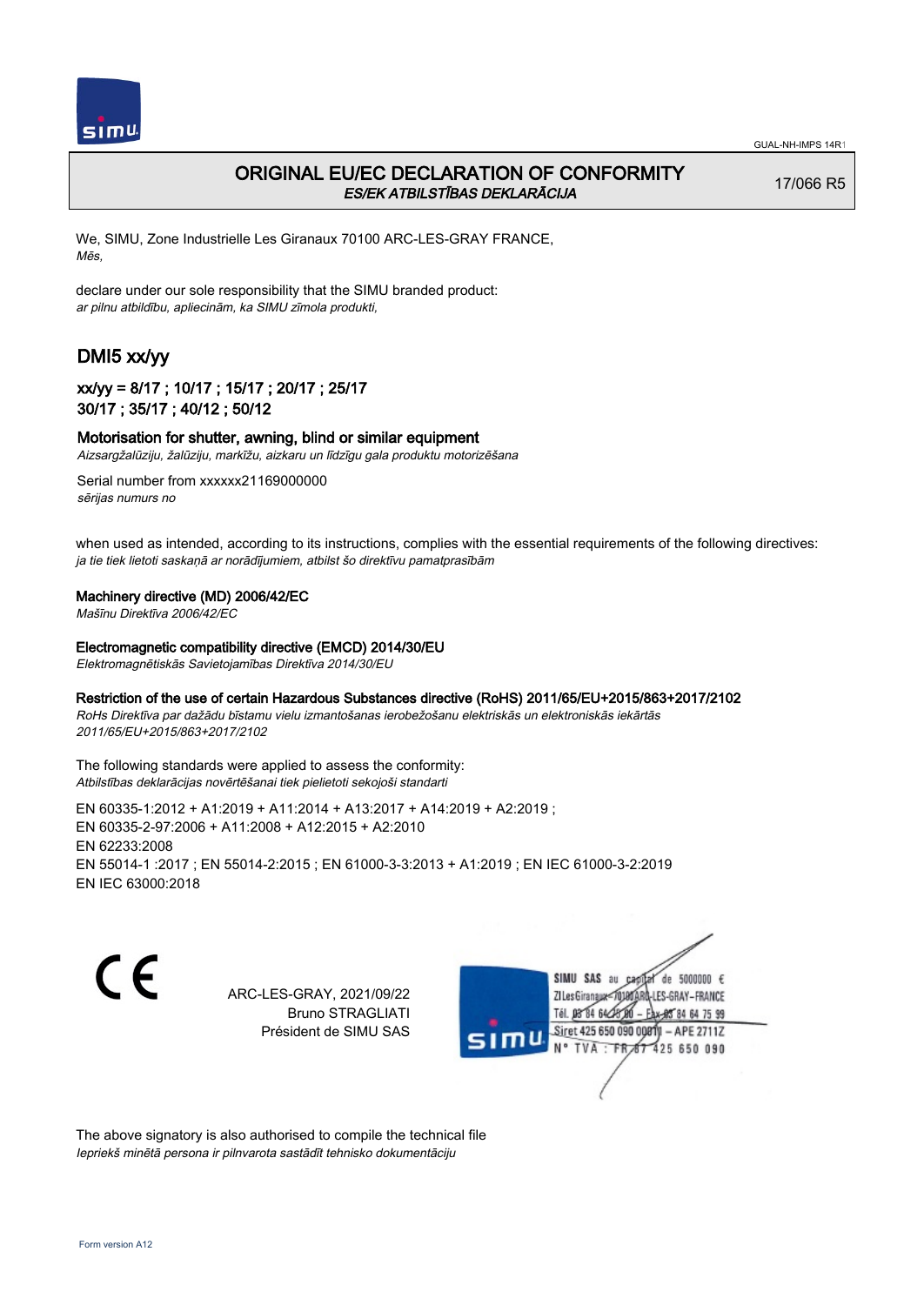GUAL-NH-IMPS 14R1

# ORIGINAL EU/EC DECLARATION OF CONFORMITY

*ES/EK ATBILSTĪBAS DEKLARĀCIJA*

17/066 R5

We, SIMU, Zone Industrielle Les Giranaux 70100 ARC-LES-GRAY FRANCE,
*Mēs,*

declare under our sole responsibility that the SIMU branded product:
*ar pilnu atbildību, apliecinām, ka SIMU zīmola produkti,*

## DMI5 xx/yy

### xx/yy = 8/17 ; 10/17 ; 15/17 ; 20/17 ; 25/17 30/17 ; 35/17 ; 40/12 ; 50/12

**Motorisation for shutter, awning, blind or similar equipment**
*Aizsargžalūziju, žalūziju, markīžu, aizkaru un līdzīgu gala produktu motorizēšana*

Serial number from xxxxxx21169000000
*sērijas numurs no*

when used as intended, according to its instructions, complies with the essential requirements of the following directives:
*ja tie tiek lietoti saskaņā ar norādījumiem, atbilst šo direktīvu pamatprasībām*

**Machinery directive (MD) 2006/42/EC**
*Mašīnu Direktīva 2006/42/EC*

**Electromagnetic compatibility directive (EMCD) 2014/30/EU**
*Elektromagnētiskās Savietojamības Direktīva 2014/30/EU*

**Restriction of the use of certain Hazardous Substances directive (RoHS) 2011/65/EU+2015/863+2017/2102**
*RoHs Direktīva par dažādu bīstamu vielu izmantošanas ierobežošanu elektriskās un elektroniskās iekārtās 2011/65/EU+2015/863+2017/2102*

The following standards were applied to assess the conformity:
*Atbilstības deklarācijas novērtēšanai tiek pielietoti sekojoši standarti*

EN 60335-1:2012 + A1:2019 + A11:2014 + A13:2017 + A14:2019 + A2:2019 ;
EN 60335-2-97:2006 + A11:2008 + A12:2015 + A2:2010
EN 62233:2008
EN 55014-1 :2017 ; EN 55014-2:2015 ; EN 61000-3-3:2013 + A1:2019 ; EN IEC 61000-3-2:2019
EN IEC 63000:2018

CE

ARC-LES-GRAY, 2021/09/22
Bruno STRAGLIATI
Président de SIMU SAS

SIMU SAS au capital de 5000000 €
ZI Les Giranaux 70100 ARC-LES-GRAY-FRANCE
Tél. 03 84 64 75 00 – Fax 03 84 64 75 99
Siret 425 650 090 00011 – APE 2711Z
N° TVA : FR 87 425 650 090

The above signatory is also authorised to compile the technical file
*Iepriekš minētā persona ir pilnvarota sastādīt tehnisko dokumentāciju*

Form version A12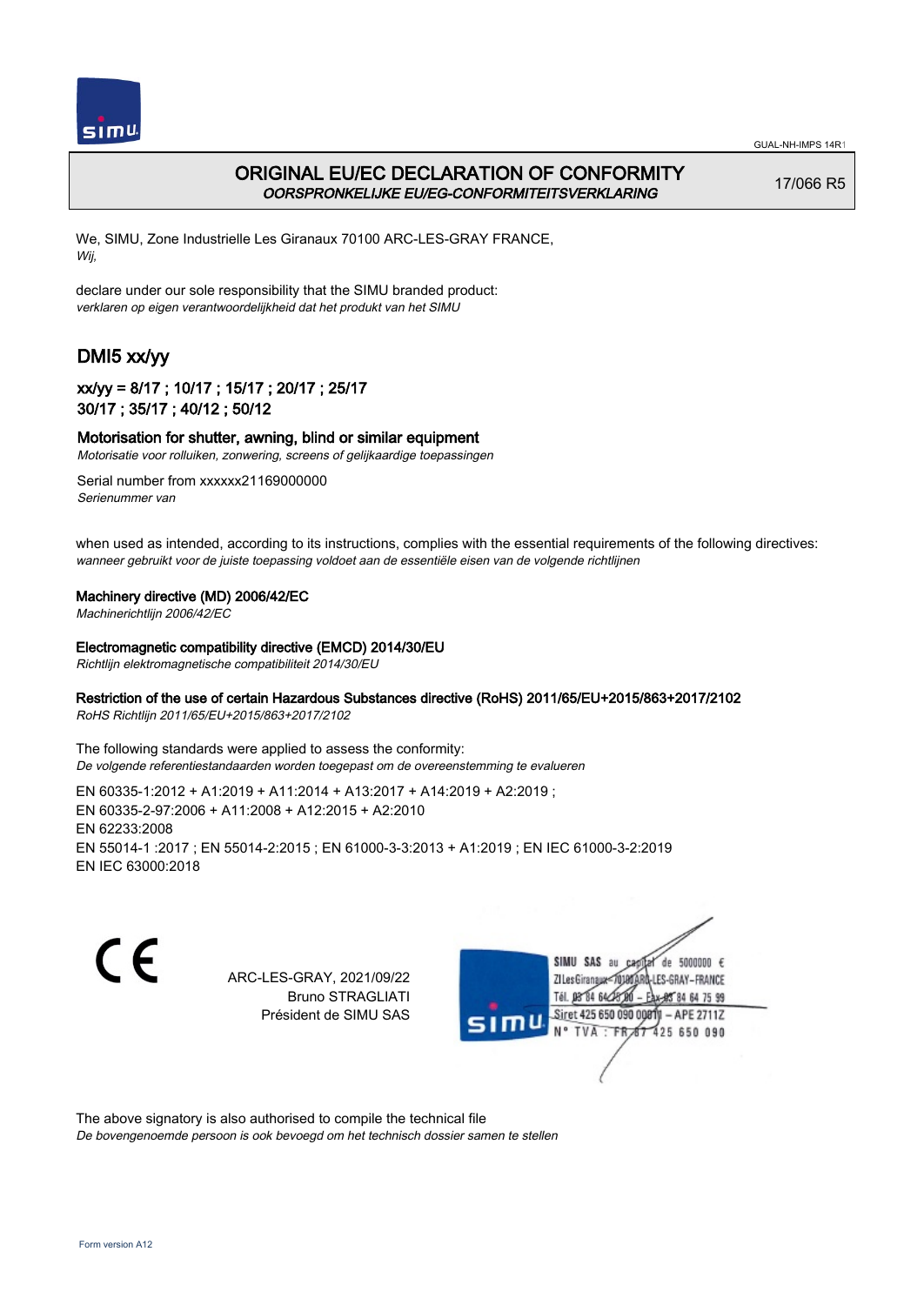GUAL-NH-IMPS 14R1

# ORIGINAL EU/EC DECLARATION OF CONFORMITY
*OORSPRONKELIJKE EU/EG-CONFORMITEITSVERKLARING*

17/066 R5

We, SIMU, Zone Industrielle Les Giranaux 70100 ARC-LES-GRAY FRANCE,
*Wij,*

declare under our sole responsibility that the SIMU branded product:
*verklaren op eigen verantwoordelijkheid dat het produkt van het SIMU*

## DMI5 xx/yy

### xx/yy = 8/17 ; 10/17 ; 15/17 ; 20/17 ; 25/17
### 30/17 ; 35/17 ; 40/12 ; 50/12

**Motorisation for shutter, awning, blind or similar equipment**
*Motorisatie voor rolluiken, zonwering, screens of gelijkaardige toepassingen*

Serial number from xxxxxx21169000000
*Serienummer van*

when used as intended, according to its instructions, complies with the essential requirements of the following directives:
*wanneer gebruikt voor de juiste toepassing voldoet aan de essentiële eisen van de volgende richtlijnen*

**Machinery directive (MD) 2006/42/EC**
*Machinerichtlijn 2006/42/EC*

**Electromagnetic compatibility directive (EMCD) 2014/30/EU**
*Richtlijn elektromagnetische compatibiliteit 2014/30/EU*

**Restriction of the use of certain Hazardous Substances directive (RoHS) 2011/65/EU+2015/863+2017/2102**
*RoHS Richtlijn 2011/65/EU+2015/863+2017/2102*

The following standards were applied to assess the conformity:
*De volgende referentiestandaarden worden toegepast om de overeenstemming te evalueren*

EN 60335-1:2012 + A1:2019 + A11:2014 + A13:2017 + A14:2019 + A2:2019 ;
EN 60335-2-97:2006 + A11:2008 + A12:2015 + A2:2010
EN 62233:2008
EN 55014-1 :2017 ; EN 55014-2:2015 ; EN 61000-3-3:2013 + A1:2019 ; EN IEC 61000-3-2:2019
EN IEC 63000:2018

ARC-LES-GRAY, 2021/09/22
Bruno STRAGLIATI
Président de SIMU SAS

SIMU SAS au capital de 5000000 €
ZI Les Giranaux 70100 ARC-LES-GRAY-FRANCE
Tél. 03 84 64 75 00 – Fax 03 84 64 75 99
Siret 425 650 090 00011 – APE 2711Z
N° TVA : FR 67 425 650 090

The above signatory is also authorised to compile the technical file
*De bovengenoemde persoon is ook bevoegd om het technisch dossier samen te stellen*

Form version A12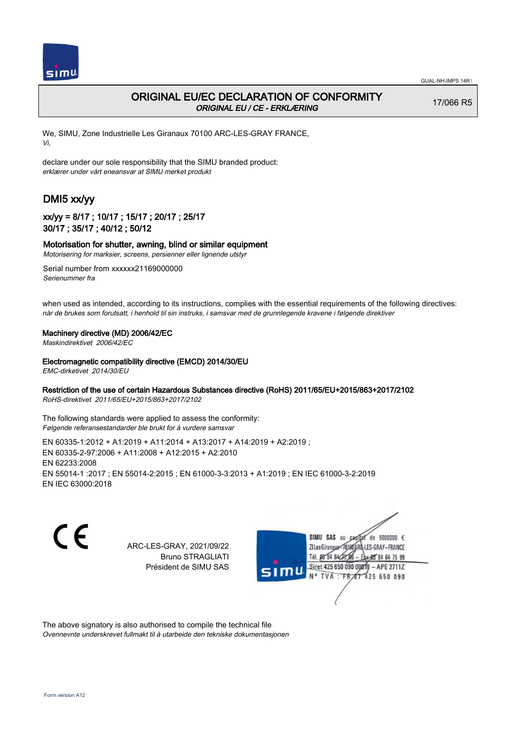# ORIGINAL EU/EC DECLARATION OF CONFORMITY

*ORIGINAL EU / CE - ERKLÆRING*

17/066 R5

We, SIMU, Zone Industrielle Les Giranaux 70100 ARC-LES-GRAY FRANCE,
*Vi,*

declare under our sole responsibility that the SIMU branded product:
*erklærer under vårt eneansvar at SIMU merket produkt*

## DMI5 xx/yy

### xx/yy = 8/17 ; 10/17 ; 15/17 ; 20/17 ; 25/17 30/17 ; 35/17 ; 40/12 ; 50/12

**Motorisation for shutter, awning, blind or similar equipment**
*Motorisering for marksier, screens, persienner eller lignende utstyr*

Serial number from xxxxxx21169000000
*Serienummer fra*

when used as intended, according to its instructions, complies with the essential requirements of the following directives:
*når de brukes som forutsatt, i henhold til sin instruks, i samsvar med de grunnlegende kravene i følgende direktiver*

**Machinery directive (MD) 2006/42/EC**
*Maskindirektivet 2006/42/EC*

**Electromagnetic compatibility directive (EMCD) 2014/30/EU**
*EMC-dirketivet 2014/30/EU*

**Restriction of the use of certain Hazardous Substances directive (RoHS) 2011/65/EU+2015/863+2017/2102**
*RoHS-direktivet 2011/65/EU+2015/863+2017/2102*

The following standards were applied to assess the conformity:
*Følgende referansestandarder ble brukt for å vurdere samsvar*

EN 60335-1:2012 + A1:2019 + A11:2014 + A13:2017 + A14:2019 + A2:2019 ;
EN 60335-2-97:2006 + A11:2008 + A12:2015 + A2:2010
EN 62233:2008
EN 55014-1 :2017 ; EN 55014-2:2015 ; EN 61000-3-3:2013 + A1:2019 ; EN IEC 61000-3-2:2019
EN IEC 63000:2018

CE

ARC-LES-GRAY, 2021/09/22
Bruno STRAGLIATI
Président de SIMU SAS

SIMU SAS au capital de 5000000 €
ZI Les Giranaux 70100 ARC-LES-GRAY-FRANCE
Tél. 03 84 64 75 00 – Fax 03 84 64 75 99
Siret 425 650 090 00811 – APE 2711Z
N° TVA : FR 67 425 650 090

The above signatory is also authorised to compile the technical file
*Ovennevnte underskrevet fullmakt til å utarbeide den tekniske dokumentasjonen*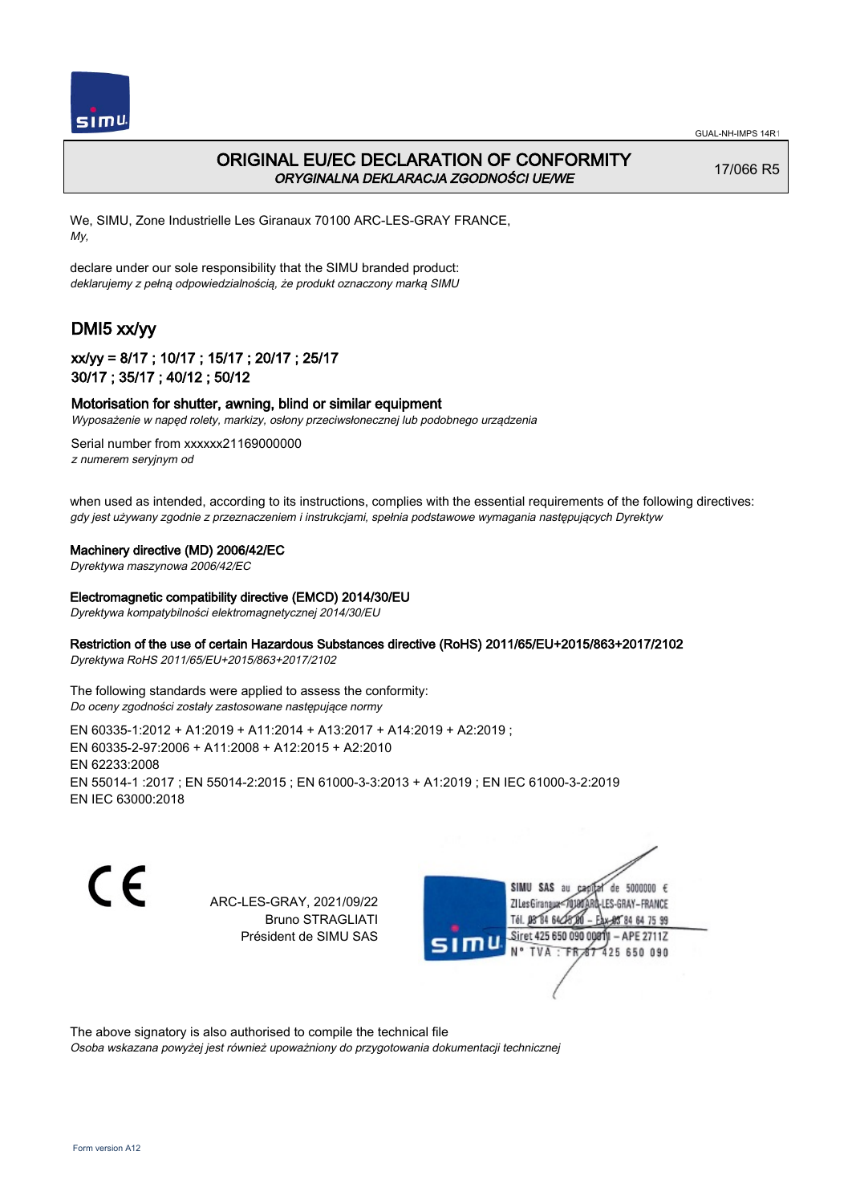GUAL-NH-IMPS 14R1

# ORIGINAL EU/EC DECLARATION OF CONFORMITY
*ORYGINALNA DEKLARACJA ZGODNOŚCI UE/WE*

17/066 R5

We, SIMU, Zone Industrielle Les Giranaux 70100 ARC-LES-GRAY FRANCE,
*My,*

declare under our sole responsibility that the SIMU branded product:
*deklarujemy z pełną odpowiedzialnością, że produkt oznaczony marką SIMU*

## DMI5 xx/yy

### xx/yy = 8/17 ; 10/17 ; 15/17 ; 20/17 ; 25/17
### 30/17 ; 35/17 ; 40/12 ; 50/12

**Motorisation for shutter, awning, blind or similar equipment**
*Wyposażenie w napęd rolety, markizy, osłony przeciwsłonecznej lub podobnego urządzenia*

Serial number from xxxxxx21169000000
*z numerem seryjnym od*

when used as intended, according to its instructions, complies with the essential requirements of the following directives:
*gdy jest używany zgodnie z przeznaczeniem i instrukcjami, spełnia podstawowe wymagania następujących Dyrektyw*

**Machinery directive (MD) 2006/42/EC**
*Dyrektywa maszynowa 2006/42/EC*

**Electromagnetic compatibility directive (EMCD) 2014/30/EU**
*Dyrektywa kompatybilności elektromagnetycznej 2014/30/EU*

**Restriction of the use of certain Hazardous Substances directive (RoHS) 2011/65/EU+2015/863+2017/2102**
*Dyrektywa RoHS 2011/65/EU+2015/863+2017/2102*

The following standards were applied to assess the conformity:
*Do oceny zgodności zostały zastosowane następujące normy*

EN 60335-1:2012 + A1:2019 + A11:2014 + A13:2017 + A14:2019 + A2:2019 ;
EN 60335-2-97:2006 + A11:2008 + A12:2015 + A2:2010
EN 62233:2008
EN 55014-1 :2017 ; EN 55014-2:2015 ; EN 61000-3-3:2013 + A1:2019 ; EN IEC 61000-3-2:2019
EN IEC 63000:2018

CE

ARC-LES-GRAY, 2021/09/22
Bruno STRAGLIATI
Président de SIMU SAS

SIMU SAS au capital de 5000000 €
ZI Les Giranaux 70100 ARC-LES-GRAY-FRANCE
Tél. 03 84 64 75 00 – Fax 03 84 64 75 99
Siret 425 650 090 00011 – APE 2711Z
N° TVA : FR 87 425 650 090

The above signatory is also authorised to compile the technical file
*Osoba wskazana powyżej jest również upoważniony do przygotowania dokumentacji technicznej*

Form version A12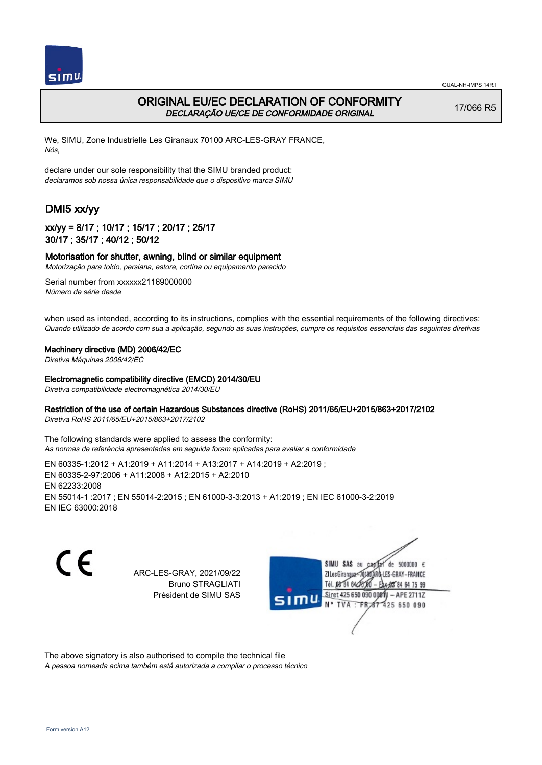GUAL-NH-IMPS 14R1

# ORIGINAL EU/EC DECLARATION OF CONFORMITY
*DECLARAÇÃO UE/CE DE CONFORMIDADE ORIGINAL*

17/066 R5

We, SIMU, Zone Industrielle Les Giranaux 70100 ARC-LES-GRAY FRANCE,
*Nós,*

declare under our sole responsibility that the SIMU branded product:
*declaramos sob nossa única responsabilidade que o dispositivo marca SIMU*

## DMI5 xx/yy

### xx/yy = 8/17 ; 10/17 ; 15/17 ; 20/17 ; 25/17 30/17 ; 35/17 ; 40/12 ; 50/12

**Motorisation for shutter, awning, blind or similar equipment**
*Motorização para toldo, persiana, estore, cortina ou equipamento parecido*

Serial number from xxxxxx21169000000
*Número de série desde*

when used as intended, according to its instructions, complies with the essential requirements of the following directives:
*Quando utilizado de acordo com sua a aplicação, segundo as suas instruções, cumpre os requisitos essenciais das seguintes diretivas*

**Machinery directive (MD) 2006/42/EC**
*Diretiva Máquinas 2006/42/EC*

**Electromagnetic compatibility directive (EMCD) 2014/30/EU**
*Diretiva compatibilidade electromagnética 2014/30/EU*

**Restriction of the use of certain Hazardous Substances directive (RoHS) 2011/65/EU+2015/863+2017/2102**
*Diretiva RoHS 2011/65/EU+2015/863+2017/2102*

The following standards were applied to assess the conformity:
*As normas de referência apresentadas em seguida foram aplicadas para avaliar a conformidade*

EN 60335-1:2012 + A1:2019 + A11:2014 + A13:2017 + A14:2019 + A2:2019 ;
EN 60335-2-97:2006 + A11:2008 + A12:2015 + A2:2010
EN 62233:2008
EN 55014-1 :2017 ; EN 55014-2:2015 ; EN 61000-3-3:2013 + A1:2019 ; EN IEC 61000-3-2:2019
EN IEC 63000:2018

CE

ARC-LES-GRAY, 2021/09/22
Bruno STRAGLIATI
Président de SIMU SAS

SIMU SAS au capital de 5000000 €
ZI Les Giranaux 70100 ARC-LES-GRAY-FRANCE
Tél. 03 84 64 75 00 – Fax 03 84 64 75 99
Siret 425 650 090 00011 – APE 2711Z
N° TVA : FR 87 425 650 090

The above signatory is also authorised to compile the technical file
*A pessoa nomeada acima também está autorizada a compilar o processo técnico*

Form version A12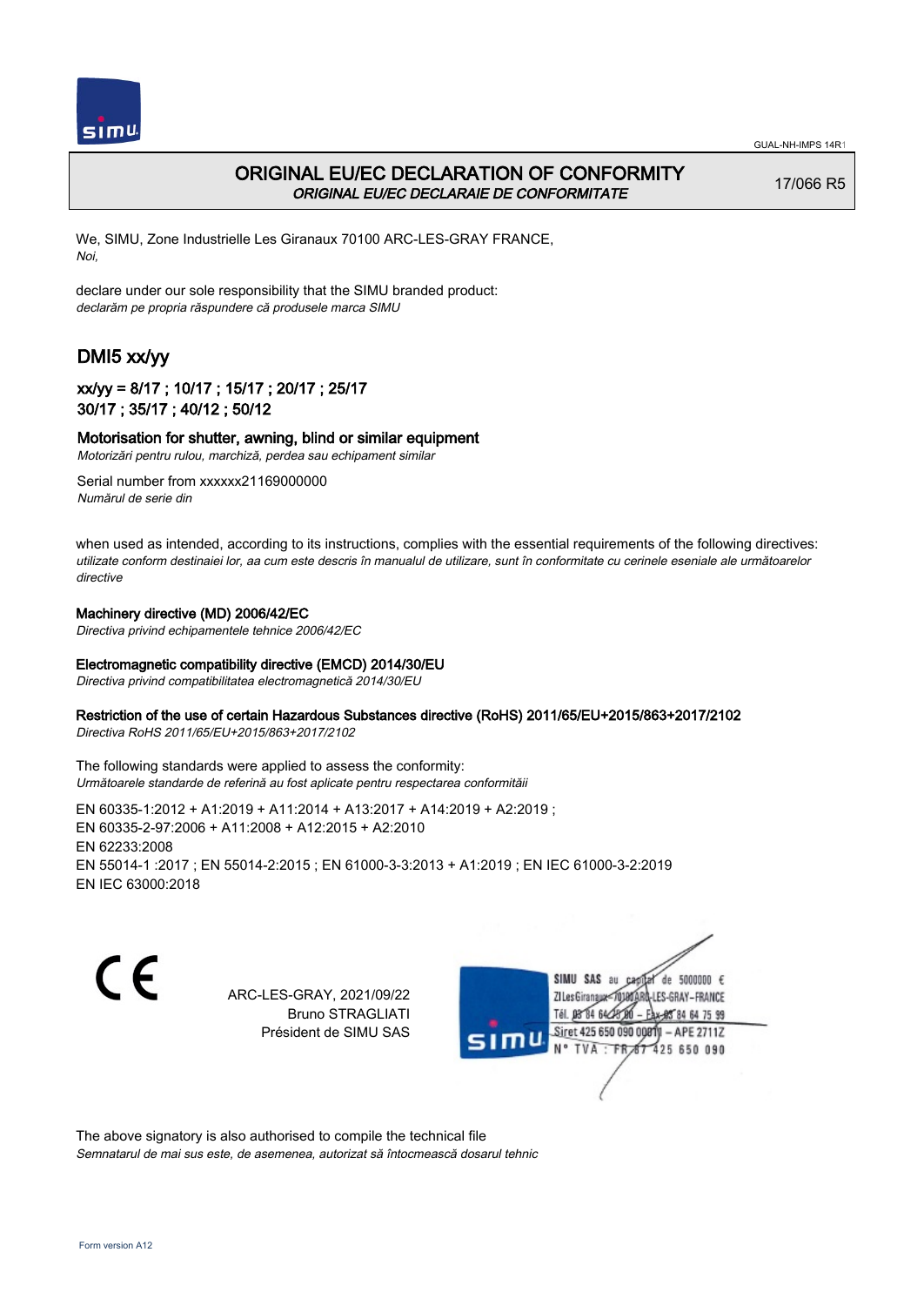GUAL-NH-IMPS 14R1

# ORIGINAL EU/EC DECLARATION OF CONFORMITY

*ORIGINAL EU/EC DECLARAIE DE CONFORMITATE*

17/066 R5

We, SIMU, Zone Industrielle Les Giranaux 70100 ARC-LES-GRAY FRANCE,
*Noi,*

declare under our sole responsibility that the SIMU branded product:
*declarăm pe propria răspundere că produsele marca SIMU*

## DMI5 xx/yy

### xx/yy = 8/17 ; 10/17 ; 15/17 ; 20/17 ; 25/17 30/17 ; 35/17 ; 40/12 ; 50/12

**Motorisation for shutter, awning, blind or similar equipment**
*Motorizări pentru rulou, marchiză, perdea sau echipament similar*

Serial number from xxxxxx21169000000
*Numărul de serie din*

when used as intended, according to its instructions, complies with the essential requirements of the following directives:
*utilizate conform destinaiei lor, aa cum este descris în manualul de utilizare, sunt în conformitate cu cerinele eseniale ale următoarelor directive*

**Machinery directive (MD) 2006/42/EC**
*Directiva privind echipamentele tehnice 2006/42/EC*

**Electromagnetic compatibility directive (EMCD) 2014/30/EU**
*Directiva privind compatibilitatea electromagnetică 2014/30/EU*

**Restriction of the use of certain Hazardous Substances directive (RoHS) 2011/65/EU+2015/863+2017/2102**
*Directiva RoHS 2011/65/EU+2015/863+2017/2102*

The following standards were applied to assess the conformity:
*Următoarele standarde de referină au fost aplicate pentru respectarea conformităii*

EN 60335-1:2012 + A1:2019 + A11:2014 + A13:2017 + A14:2019 + A2:2019 ;
EN 60335-2-97:2006 + A11:2008 + A12:2015 + A2:2010
EN 62233:2008
EN 55014-1 :2017 ; EN 55014-2:2015 ; EN 61000-3-3:2013 + A1:2019 ; EN IEC 61000-3-2:2019
EN IEC 63000:2018

ARC-LES-GRAY, 2021/09/22
Bruno STRAGLIATI
Président de SIMU SAS

SIMU SAS au capital de 5000000 €
ZI Les Giranaux 70100 ARC-LES-GRAY-FRANCE
Tél. 03 84 64 75 00 – Fax 03 84 64 75 99
Siret 425 650 090 00011 – APE 2711Z
N° TVA : FR 87 425 650 090

The above signatory is also authorised to compile the technical file
*Semnatarul de mai sus este, de asemenea, autorizat să întocmească dosarul tehnic*

Form version A12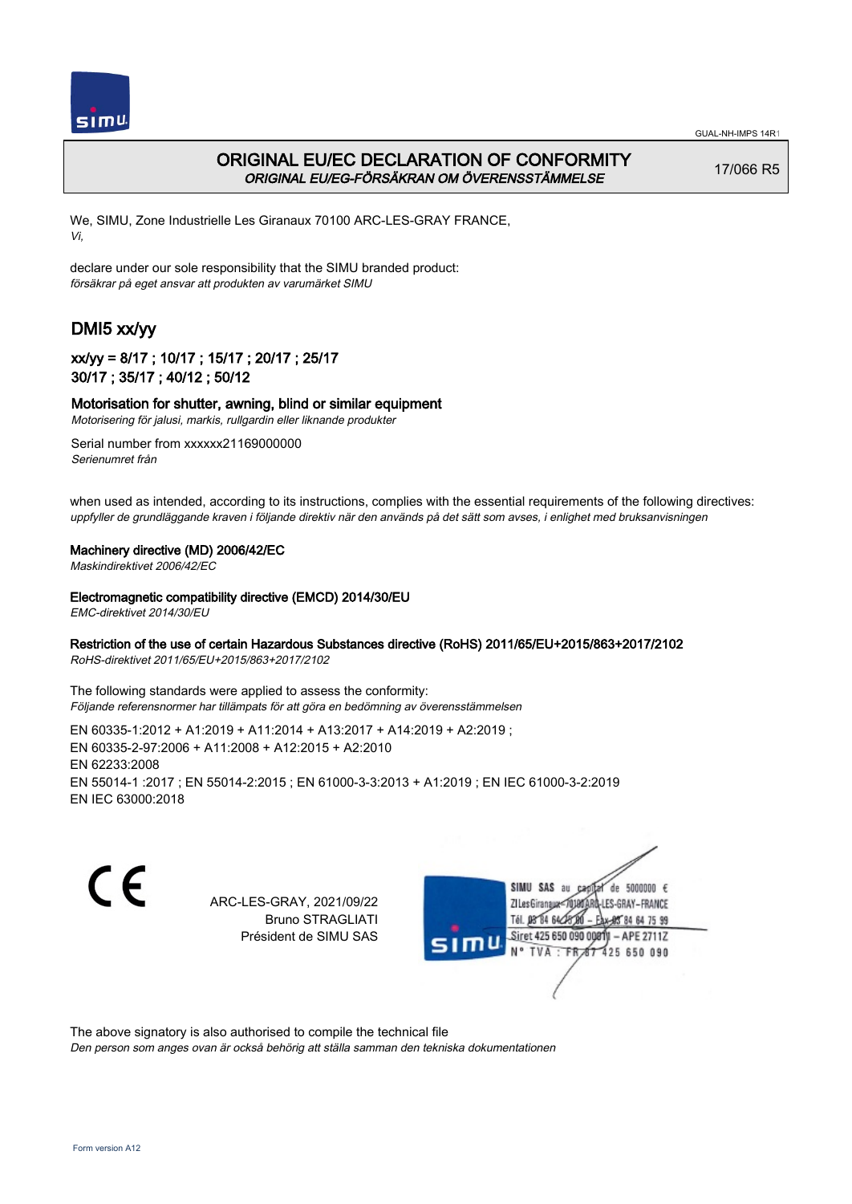GUAL-NH-IMPS 14R1

# ORIGINAL EU/EC DECLARATION OF CONFORMITY
*ORIGINAL EU/EG-FÖRSÄKRAN OM ÖVERENSSTÄMMELSE*

17/066 R5

We, SIMU, Zone Industrielle Les Giranaux 70100 ARC-LES-GRAY FRANCE,
*Vi,*

declare under our sole responsibility that the SIMU branded product:
*försäkrar på eget ansvar att produkten av varumärket SIMU*

## DMI5 xx/yy

### xx/yy = 8/17 ; 10/17 ; 15/17 ; 20/17 ; 25/17 30/17 ; 35/17 ; 40/12 ; 50/12

**Motorisation for shutter, awning, blind or similar equipment**
*Motorisering för jalusi, markis, rullgardin eller liknande produkter*

Serial number from xxxxxx21169000000
*Serienumret från*

when used as intended, according to its instructions, complies with the essential requirements of the following directives:
*uppfyller de grundläggande kraven i följande direktiv när den används på det sätt som avses, i enlighet med bruksanvisningen*

**Machinery directive (MD) 2006/42/EC**
*Maskindirektivet 2006/42/EC*

**Electromagnetic compatibility directive (EMCD) 2014/30/EU**
*EMC-direktivet 2014/30/EU*

**Restriction of the use of certain Hazardous Substances directive (RoHS) 2011/65/EU+2015/863+2017/2102**
*RoHS-direktivet 2011/65/EU+2015/863+2017/2102*

The following standards were applied to assess the conformity:
*Följande referensnormer har tillämpats för att göra en bedömning av överensstämmelsen*

EN 60335-1:2012 + A1:2019 + A11:2014 + A13:2017 + A14:2019 + A2:2019 ;
EN 60335-2-97:2006 + A11:2008 + A12:2015 + A2:2010
EN 62233:2008
EN 55014-1 :2017 ; EN 55014-2:2015 ; EN 61000-3-3:2013 + A1:2019 ; EN IEC 61000-3-2:2019
EN IEC 63000:2018

CE

ARC-LES-GRAY, 2021/09/22
Bruno STRAGLIATI
Président de SIMU SAS

SIMU SAS au capital de 5000000 €
ZI Les Giranaux 70100 ARC-LES-GRAY-FRANCE
Tél. 03 84 64 75 00 – Fax 03 84 64 75 99
Siret 425 650 090 00011 – APE 2711Z
N° TVA : FR 67 425 650 090

The above signatory is also authorised to compile the technical file
*Den person som anges ovan är också behörig att ställa samman den tekniska dokumentationen*

Form version A12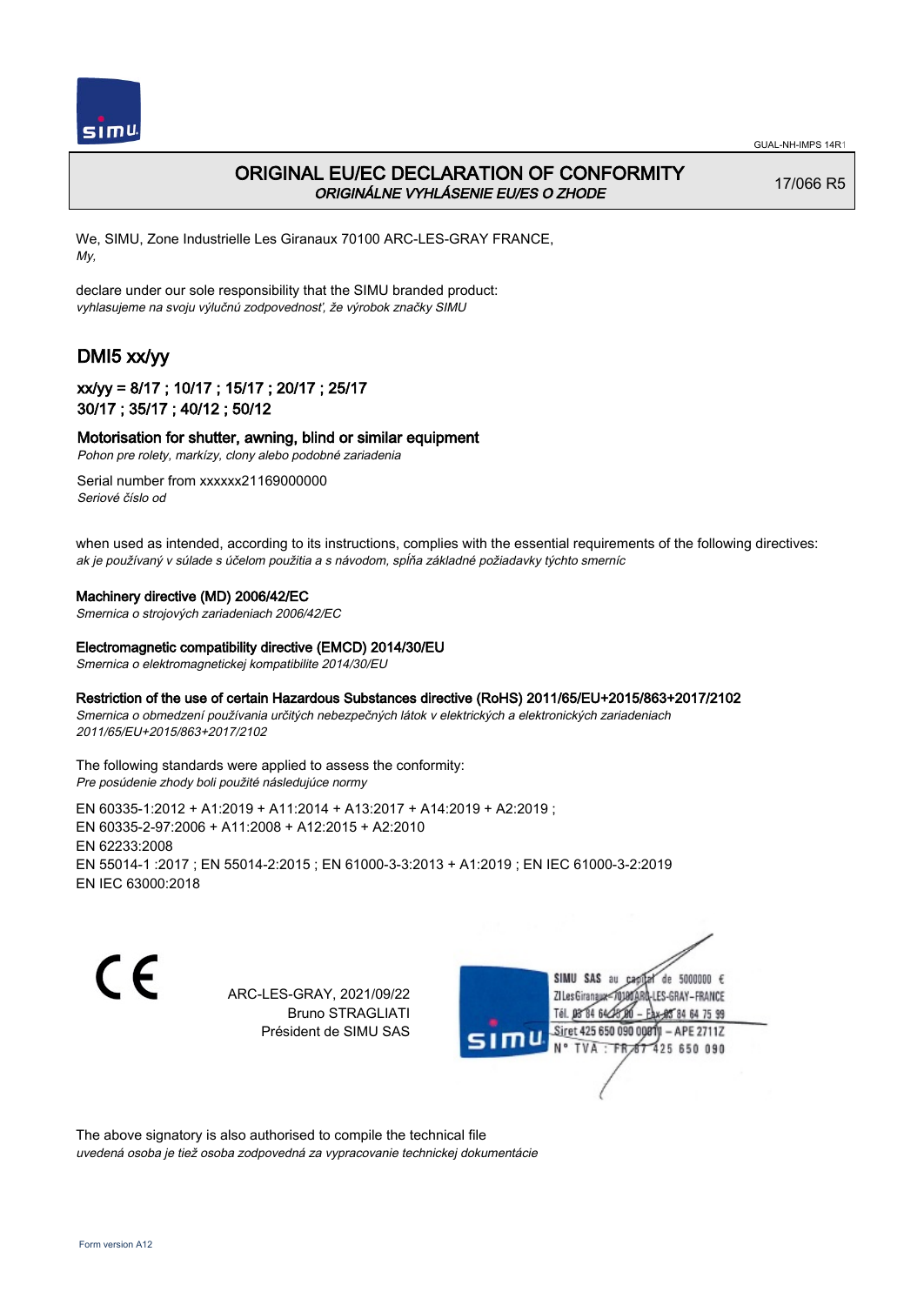GUAL-NH-IMPS 14R1

# ORIGINAL EU/EC DECLARATION OF CONFORMITY
*ORIGINÁLNE VYHLÁSENIE EU/ES O ZHODE*

17/066 R5

We, SIMU, Zone Industrielle Les Giranaux 70100 ARC-LES-GRAY FRANCE,
*My,*

declare under our sole responsibility that the SIMU branded product:
*vyhlasujeme na svoju výlučnú zodpovednosť, že výrobok značky SIMU*

## DMI5 xx/yy

### xx/yy = 8/17 ; 10/17 ; 15/17 ; 20/17 ; 25/17 30/17 ; 35/17 ; 40/12 ; 50/12

**Motorisation for shutter, awning, blind or similar equipment**
*Pohon pre rolety, markízy, clony alebo podobné zariadenia*

Serial number from xxxxxx21169000000
*Seriové číslo od*

when used as intended, according to its instructions, complies with the essential requirements of the following directives:
*ak je používaný v súlade s účelom použitia a s návodom, spĺňa základné požiadavky týchto smerníc*

**Machinery directive (MD) 2006/42/EC**
*Smernica o strojových zariadeniach 2006/42/EC*

**Electromagnetic compatibility directive (EMCD) 2014/30/EU**
*Smernica o elektromagnetickej kompatibilite 2014/30/EU*

**Restriction of the use of certain Hazardous Substances directive (RoHS) 2011/65/EU+2015/863+2017/2102**
*Smernica o obmedzení používania určitých nebezpečných látok v elektrických a elektronických zariadeniach 2011/65/EU+2015/863+2017/2102*

The following standards were applied to assess the conformity:
*Pre posúdenie zhody boli použité následujúce normy*

EN 60335-1:2012 + A1:2019 + A11:2014 + A13:2017 + A14:2019 + A2:2019 ;
EN 60335-2-97:2006 + A11:2008 + A12:2015 + A2:2010
EN 62233:2008
EN 55014-1 :2017 ; EN 55014-2:2015 ; EN 61000-3-3:2013 + A1:2019 ; EN IEC 61000-3-2:2019
EN IEC 63000:2018

ARC-LES-GRAY, 2021/09/22
Bruno STRAGLIATI
Président de SIMU SAS

SIMU SAS au capital de 5000000 €
ZI Les Giranaux 70100 ARC-LES-GRAY-FRANCE
Tél. 03 84 64 75 00 – Fax 03 84 64 75 99
Siret 425 650 090 00011 – APE 2711Z
N° TVA : FR 87 425 650 090

The above signatory is also authorised to compile the technical file
*uvedená osoba je tiež osoba zodpovedná za vypracovanie technickej dokumentácie*

Form version A12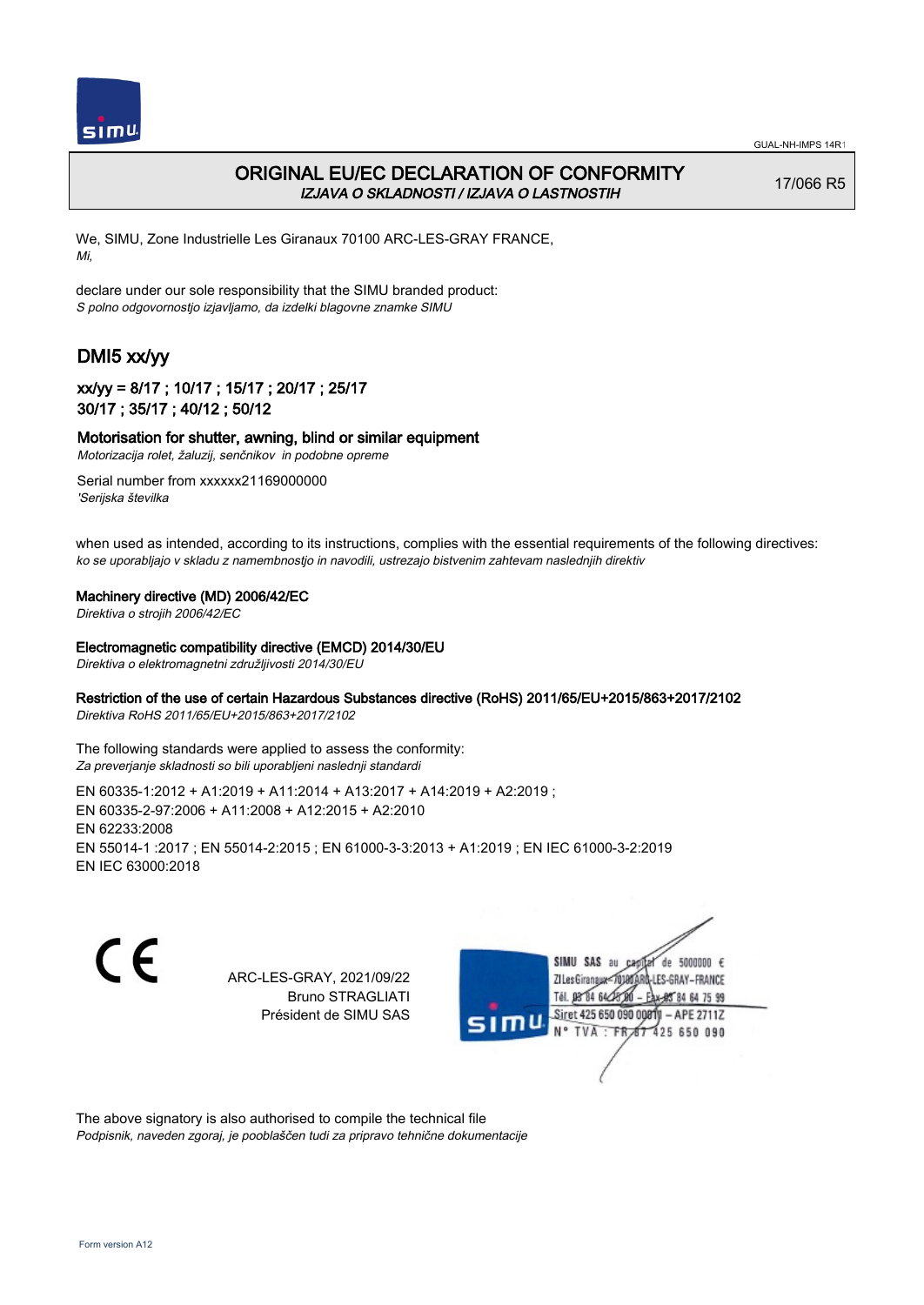# ORIGINAL EU/EC DECLARATION OF CONFORMITY

*IZJAVA O SKLADNOSTI / IZJAVA O LASTNOSTIH*

17/066 R5

We, SIMU, Zone Industrielle Les Giranaux 70100 ARC-LES-GRAY FRANCE,
*Mi,*

declare under our sole responsibility that the SIMU branded product:
*S polno odgovornostjo izjavljamo, da izdelki blagovne znamke SIMU*

## DMI5 xx/yy

### xx/yy = 8/17 ; 10/17 ; 15/17 ; 20/17 ; 25/17 30/17 ; 35/17 ; 40/12 ; 50/12

**Motorisation for shutter, awning, blind or similar equipment**
*Motorizacija rolet, žaluzij, senčnikov in podobne opreme*

Serial number from xxxxxx21169000000
*'Serijska številka*

when used as intended, according to its instructions, complies with the essential requirements of the following directives:
*ko se uporabljajo v skladu z namembnostjo in navodili, ustrezajo bistvenim zahtevam naslednjih direktiv*

**Machinery directive (MD) 2006/42/EC**
*Direktiva o strojih 2006/42/EC*

**Electromagnetic compatibility directive (EMCD) 2014/30/EU**
*Direktiva o elektromagnetni združljivosti 2014/30/EU*

**Restriction of the use of certain Hazardous Substances directive (RoHS) 2011/65/EU+2015/863+2017/2102**
*Direktiva RoHS 2011/65/EU+2015/863+2017/2102*

The following standards were applied to assess the conformity:
*Za preverjanje skladnosti so bili uporabljeni naslednji standardi*

EN 60335-1:2012 + A1:2019 + A11:2014 + A13:2017 + A14:2019 + A2:2019 ;
EN 60335-2-97:2006 + A11:2008 + A12:2015 + A2:2010
EN 62233:2008
EN 55014-1 :2017 ; EN 55014-2:2015 ; EN 61000-3-3:2013 + A1:2019 ; EN IEC 61000-3-2:2019
EN IEC 63000:2018

CE

ARC-LES-GRAY, 2021/09/22
Bruno STRAGLIATI
Président de SIMU SAS

SIMU SAS au capital de 5000000 €
ZI Les Giranaux - 70100 ARC-LES-GRAY - FRANCE
Tél. 03 84 64 75 00 - Fax 03 84 64 75 99
Siret 425 650 090 00011 - APE 2711Z
N° TVA : FR 67 425 650 090

The above signatory is also authorised to compile the technical file
*Podpisnik, naveden zgoraj, je pooblaščen tudi za pripravo tehnične dokumentacije*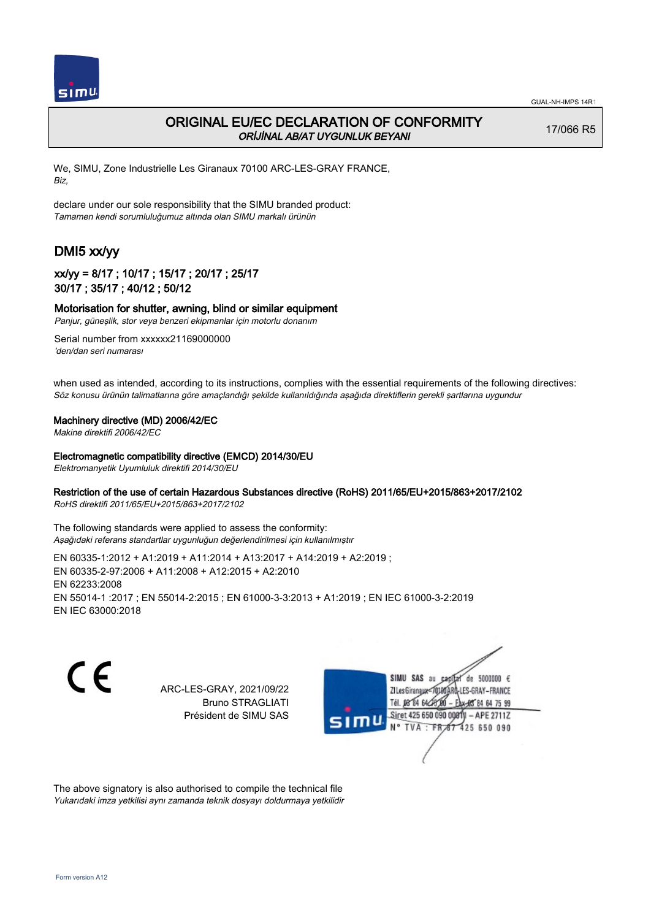# ORIGINAL EU/EC DECLARATION OF CONFORMITY

*ORİJİNAL AB/AT UYGUNLUK BEYANI*

17/066 R5

We, SIMU, Zone Industrielle Les Giranaux 70100 ARC-LES-GRAY FRANCE,
*Biz,*

declare under our sole responsibility that the SIMU branded product:
*Tamamen kendi sorumluluğumuz altında olan SIMU markalı ürünün*

## DMI5 xx/yy

### xx/yy = 8/17 ; 10/17 ; 15/17 ; 20/17 ; 25/17 30/17 ; 35/17 ; 40/12 ; 50/12

**Motorisation for shutter, awning, blind or similar equipment**
*Panjur, güneşlik, stor veya benzeri ekipmanlar için motorlu donanım*

Serial number from xxxxxx21169000000
*'den/dan seri numarası*

when used as intended, according to its instructions, complies with the essential requirements of the following directives:
*Söz konusu ürünün talimatlarına göre amaçlandığı şekilde kullanıldığında aşağıda direktiflerin gerekli şartlarına uygundur*

**Machinery directive (MD) 2006/42/EC**
*Makine direktifi 2006/42/EC*

**Electromagnetic compatibility directive (EMCD) 2014/30/EU**
*Elektromanyetik Uyumluluk direktifi 2014/30/EU*

**Restriction of the use of certain Hazardous Substances directive (RoHS) 2011/65/EU+2015/863+2017/2102**
*RoHS direktifi 2011/65/EU+2015/863+2017/2102*

The following standards were applied to assess the conformity:
*Aşağıdaki referans standartlar uygunluğun değerlendirilmesi için kullanılmıştır*

EN 60335-1:2012 + A1:2019 + A11:2014 + A13:2017 + A14:2019 + A2:2019 ;
EN 60335-2-97:2006 + A11:2008 + A12:2015 + A2:2010
EN 62233:2008
EN 55014-1 :2017 ; EN 55014-2:2015 ; EN 61000-3-3:2013 + A1:2019 ; EN IEC 61000-3-2:2019
EN IEC 63000:2018

CE

ARC-LES-GRAY, 2021/09/22
Bruno STRAGLIATI
Président de SIMU SAS

SIMU SAS au capital de 5000000 €
ZI Les Giranaux 70100 ARC-LES-GRAY-FRANCE
Tél. 03 84 64 75 00 – Fax 03 84 64 75 99
Siret 425 650 090 00011 – APE 2711Z
N° TVA : FR 67 425 650 090

The above signatory is also authorised to compile the technical file
*Yukarıdaki imza yetkilisi aynı zamanda teknik dosyayı doldurmaya yetkilidir*